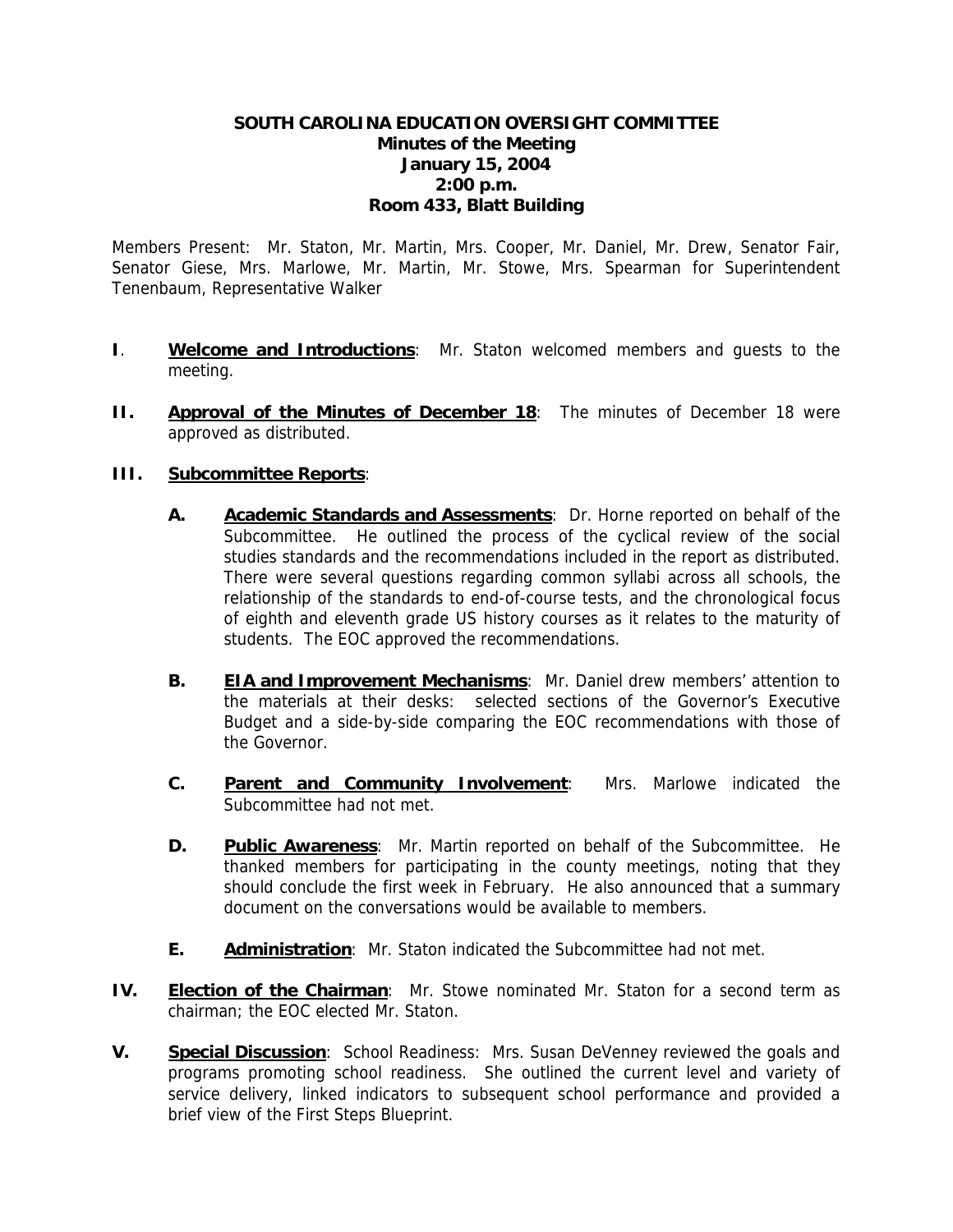**SOUTH CAROLINA EDUCATION OVERSIGHT COMMITTEE**
**Minutes of the Meeting**
**January 15, 2004**
**2:00 p.m.**
**Room 433, Blatt Building**

Members Present: Mr. Staton, Mr. Martin, Mrs. Cooper, Mr. Daniel, Mr. Drew, Senator Fair, Senator Giese, Mrs. Marlowe, Mr. Martin, Mr. Stowe, Mrs. Spearman for Superintendent Tenenbaum, Representative Walker

**I**. **Welcome and Introductions**: Mr. Staton welcomed members and guests to the meeting.

**II. Approval of the Minutes of December 18**: The minutes of December 18 were approved as distributed.

**III. Subcommittee Reports**:

**A. Academic Standards and Assessments**: Dr. Horne reported on behalf of the Subcommittee. He outlined the process of the cyclical review of the social studies standards and the recommendations included in the report as distributed. There were several questions regarding common syllabi across all schools, the relationship of the standards to end-of-course tests, and the chronological focus of eighth and eleventh grade US history courses as it relates to the maturity of students. The EOC approved the recommendations.

**B. EIA and Improvement Mechanisms**: Mr. Daniel drew members' attention to the materials at their desks: selected sections of the Governor's Executive Budget and a side-by-side comparing the EOC recommendations with those of the Governor.

**C. Parent and Community Involvement**: Mrs. Marlowe indicated the Subcommittee had not met.

**D. Public Awareness**: Mr. Martin reported on behalf of the Subcommittee. He thanked members for participating in the county meetings, noting that they should conclude the first week in February. He also announced that a summary document on the conversations would be available to members.

**E. Administration**: Mr. Staton indicated the Subcommittee had not met.

**IV. Election of the Chairman**: Mr. Stowe nominated Mr. Staton for a second term as chairman; the EOC elected Mr. Staton.

**V. Special Discussion**: School Readiness: Mrs. Susan DeVenney reviewed the goals and programs promoting school readiness. She outlined the current level and variety of service delivery, linked indicators to subsequent school performance and provided a brief view of the First Steps Blueprint.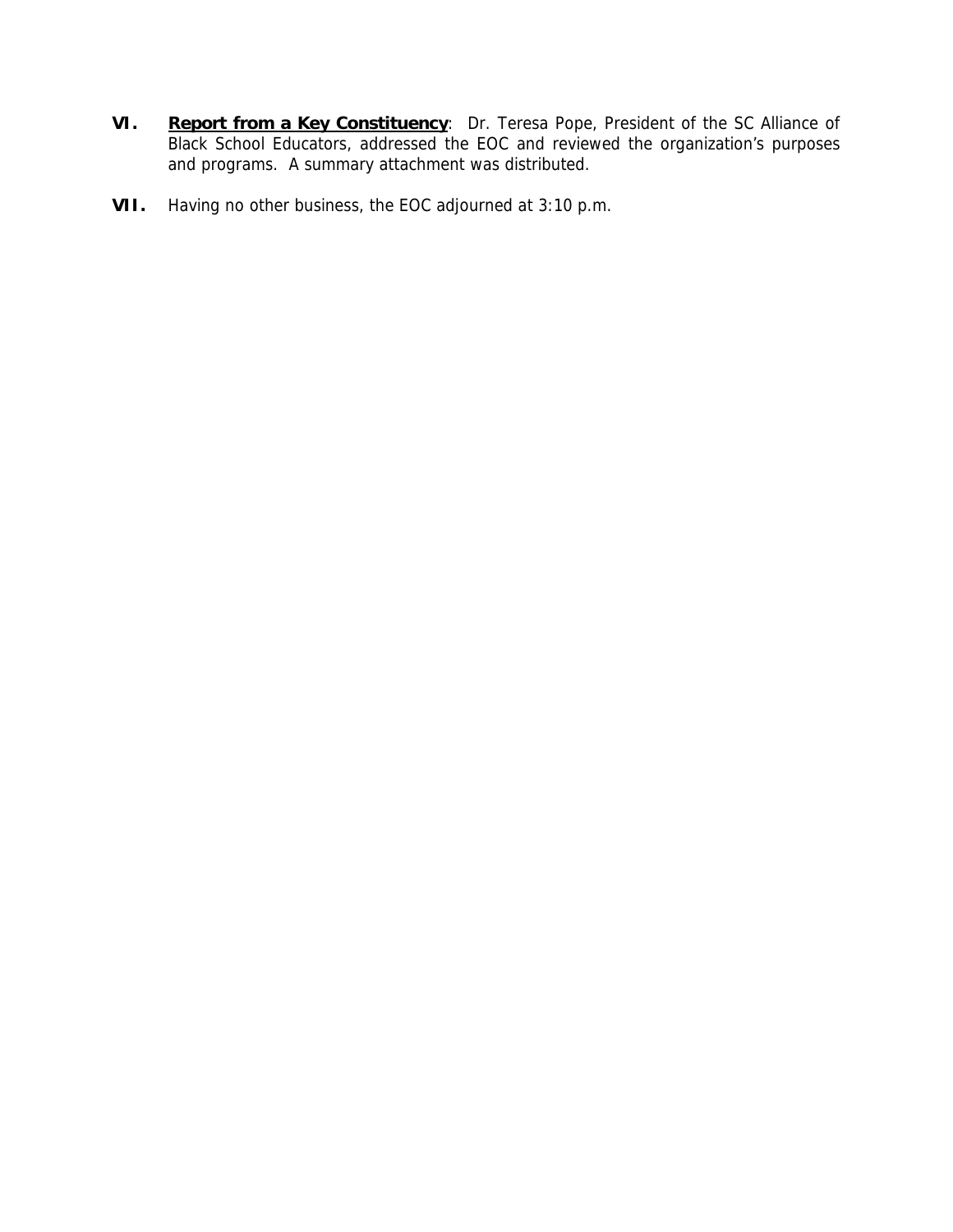**VI.** **Report from a Key Constituency**: Dr. Teresa Pope, President of the SC Alliance of Black School Educators, addressed the EOC and reviewed the organization's purposes and programs. A summary attachment was distributed.

**VII.** Having no other business, the EOC adjourned at 3:10 p.m.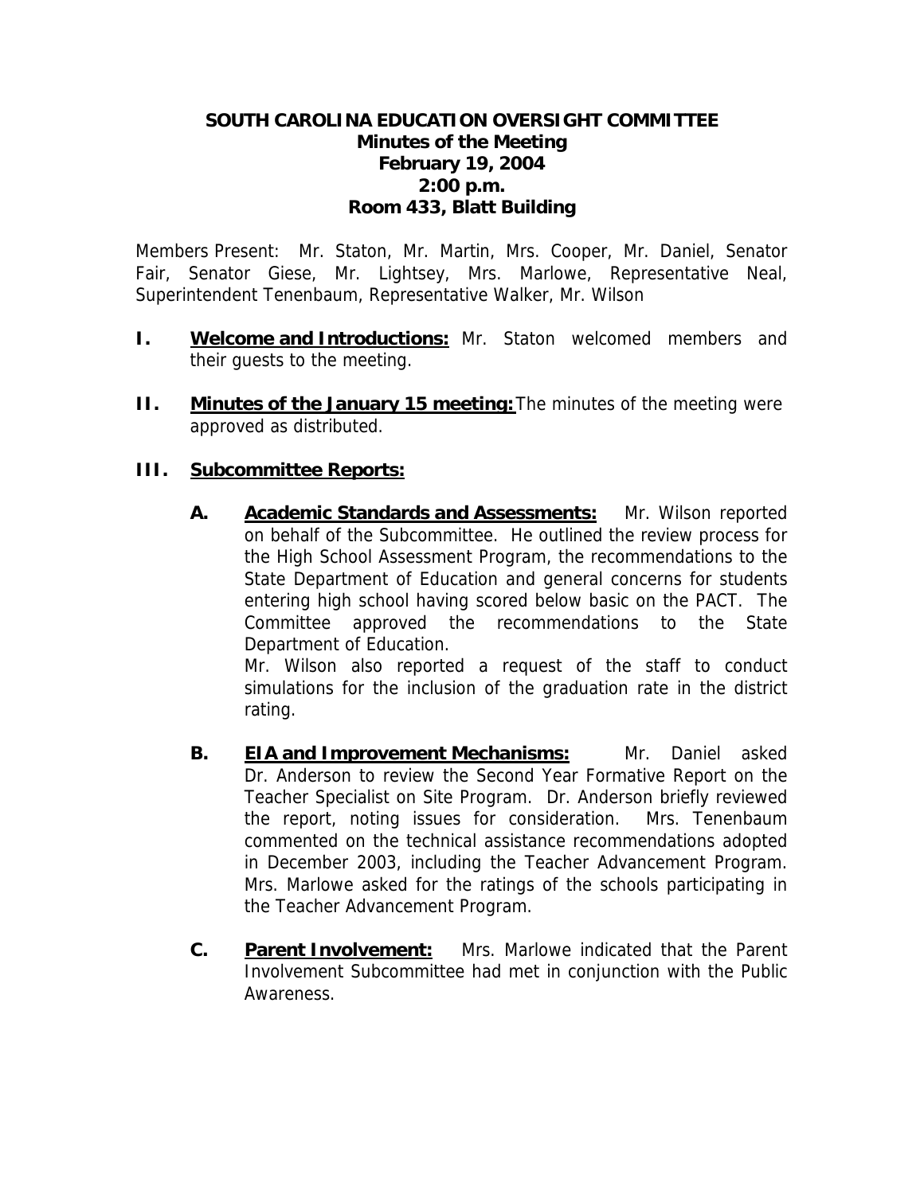# SOUTH CAROLINA EDUCATION OVERSIGHT COMMITTEE
## Minutes of the Meeting
## February 19, 2004
## 2:00 p.m.
## Room 433, Blatt Building

Members Present: Mr. Staton, Mr. Martin, Mrs. Cooper, Mr. Daniel, Senator Fair, Senator Giese, Mr. Lightsey, Mrs. Marlowe, Representative Neal, Superintendent Tenenbaum, Representative Walker, Mr. Wilson

**I. Welcome and Introductions:** Mr. Staton welcomed members and their guests to the meeting.

**II. Minutes of the January 15 meeting:** The minutes of the meeting were approved as distributed.

**III. Subcommittee Reports:**

**A. Academic Standards and Assessments:** Mr. Wilson reported on behalf of the Subcommittee. He outlined the review process for the High School Assessment Program, the recommendations to the State Department of Education and general concerns for students entering high school having scored below basic on the PACT. The Committee approved the recommendations to the State Department of Education.

Mr. Wilson also reported a request of the staff to conduct simulations for the inclusion of the graduation rate in the district rating.

**B. EIA and Improvement Mechanisms:** Mr. Daniel asked Dr. Anderson to review the Second Year Formative Report on the Teacher Specialist on Site Program. Dr. Anderson briefly reviewed the report, noting issues for consideration. Mrs. Tenenbaum commented on the technical assistance recommendations adopted in December 2003, including the Teacher Advancement Program. Mrs. Marlowe asked for the ratings of the schools participating in the Teacher Advancement Program.

**C. Parent Involvement:** Mrs. Marlowe indicated that the Parent Involvement Subcommittee had met in conjunction with the Public Awareness.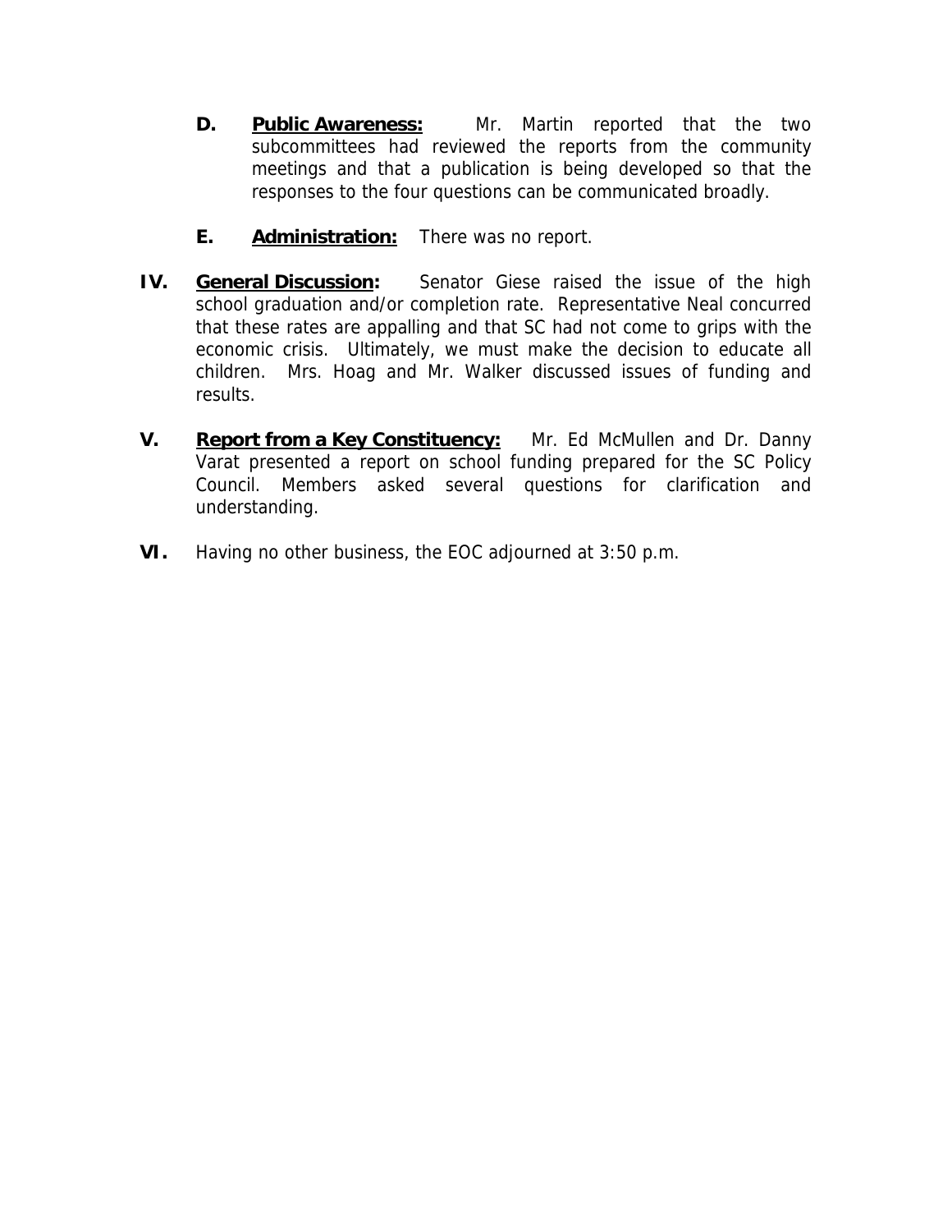**D.** **Public Awareness:** Mr. Martin reported that the two subcommittees had reviewed the reports from the community meetings and that a publication is being developed so that the responses to the four questions can be communicated broadly.

**E.** **Administration:** There was no report.

**IV.** **General Discussion:** Senator Giese raised the issue of the high school graduation and/or completion rate. Representative Neal concurred that these rates are appalling and that SC had not come to grips with the economic crisis. Ultimately, we must make the decision to educate all children. Mrs. Hoag and Mr. Walker discussed issues of funding and results.

**V.** **Report from a Key Constituency:** Mr. Ed McMullen and Dr. Danny Varat presented a report on school funding prepared for the SC Policy Council. Members asked several questions for clarification and understanding.

**VI.** Having no other business, the EOC adjourned at 3:50 p.m.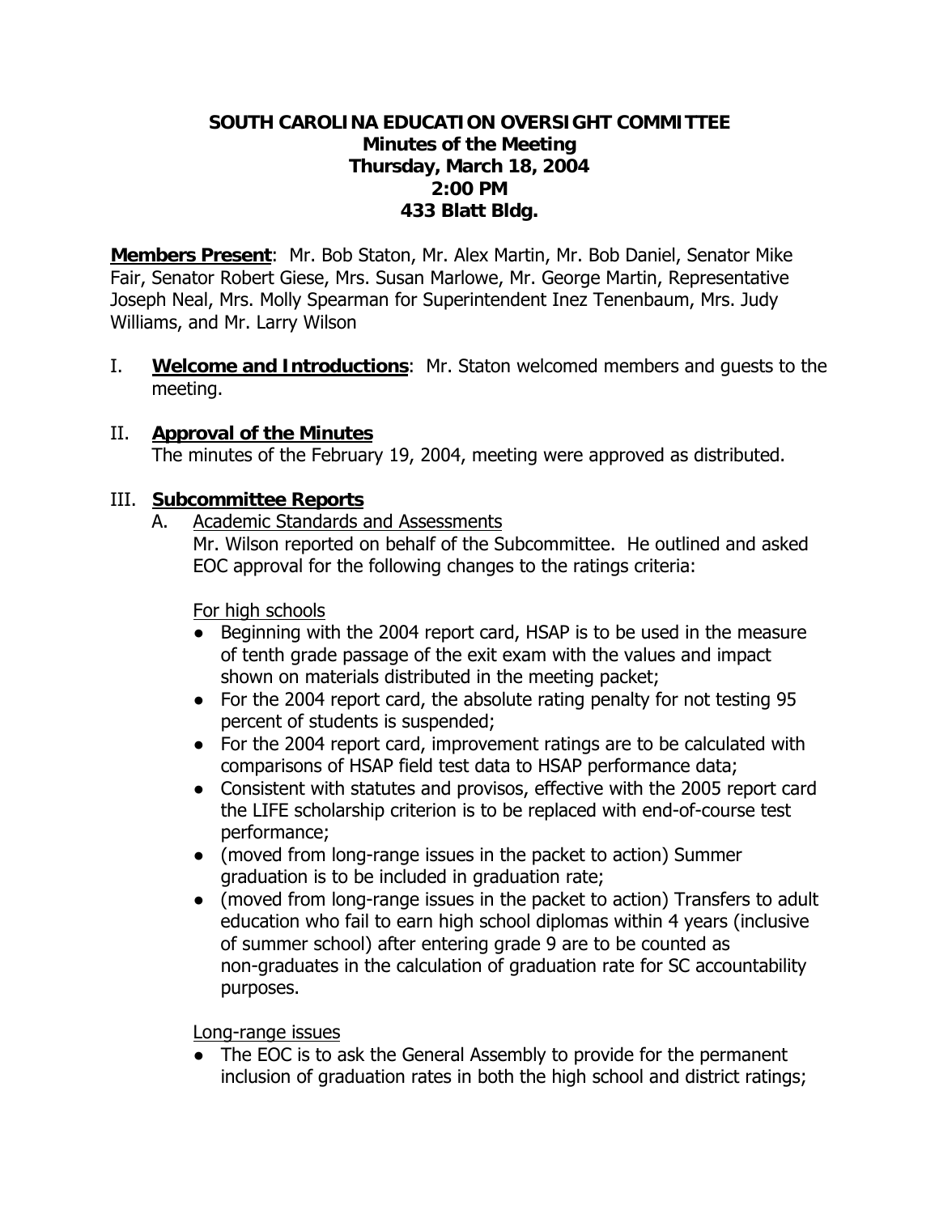**SOUTH CAROLINA EDUCATION OVERSIGHT COMMITTEE**
**Minutes of the Meeting**
**Thursday, March 18, 2004**
**2:00 PM**
**433 Blatt Bldg.**

**Members Present**: Mr. Bob Staton, Mr. Alex Martin, Mr. Bob Daniel, Senator Mike Fair, Senator Robert Giese, Mrs. Susan Marlowe, Mr. George Martin, Representative Joseph Neal, Mrs. Molly Spearman for Superintendent Inez Tenenbaum, Mrs. Judy Williams, and Mr. Larry Wilson

I. **Welcome and Introductions**: Mr. Staton welcomed members and guests to the meeting.

II. **Approval of the Minutes**
The minutes of the February 19, 2004, meeting were approved as distributed.

III. **Subcommittee Reports**

A. Academic Standards and Assessments
Mr. Wilson reported on behalf of the Subcommittee. He outlined and asked EOC approval for the following changes to the ratings criteria:

For high schools

- Beginning with the 2004 report card, HSAP is to be used in the measure of tenth grade passage of the exit exam with the values and impact shown on materials distributed in the meeting packet;
- For the 2004 report card, the absolute rating penalty for not testing 95 percent of students is suspended;
- For the 2004 report card, improvement ratings are to be calculated with comparisons of HSAP field test data to HSAP performance data;
- Consistent with statutes and provisos, effective with the 2005 report card the LIFE scholarship criterion is to be replaced with end-of-course test performance;
- (moved from long-range issues in the packet to action) Summer graduation is to be included in graduation rate;
- (moved from long-range issues in the packet to action) Transfers to adult education who fail to earn high school diplomas within 4 years (inclusive of summer school) after entering grade 9 are to be counted as non-graduates in the calculation of graduation rate for SC accountability purposes.

Long-range issues

- The EOC is to ask the General Assembly to provide for the permanent inclusion of graduation rates in both the high school and district ratings;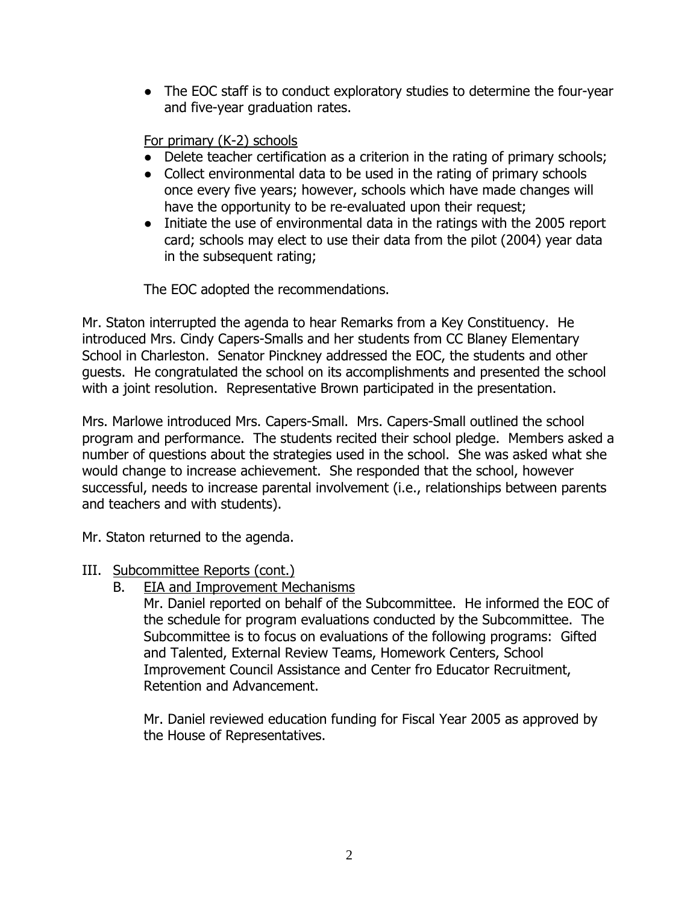- The EOC staff is to conduct exploratory studies to determine the four-year and five-year graduation rates.

For primary (K-2) schools

- Delete teacher certification as a criterion in the rating of primary schools;
- Collect environmental data to be used in the rating of primary schools once every five years; however, schools which have made changes will have the opportunity to be re-evaluated upon their request;
- Initiate the use of environmental data in the ratings with the 2005 report card; schools may elect to use their data from the pilot (2004) year data in the subsequent rating;

The EOC adopted the recommendations.

Mr. Staton interrupted the agenda to hear Remarks from a Key Constituency. He introduced Mrs. Cindy Capers-Smalls and her students from CC Blaney Elementary School in Charleston. Senator Pinckney addressed the EOC, the students and other guests. He congratulated the school on its accomplishments and presented the school with a joint resolution. Representative Brown participated in the presentation.

Mrs. Marlowe introduced Mrs. Capers-Small. Mrs. Capers-Small outlined the school program and performance. The students recited their school pledge. Members asked a number of questions about the strategies used in the school. She was asked what she would change to increase achievement. She responded that the school, however successful, needs to increase parental involvement (i.e., relationships between parents and teachers and with students).

Mr. Staton returned to the agenda.

III. Subcommittee Reports (cont.)

B. EIA and Improvement Mechanisms

Mr. Daniel reported on behalf of the Subcommittee. He informed the EOC of the schedule for program evaluations conducted by the Subcommittee. The Subcommittee is to focus on evaluations of the following programs: Gifted and Talented, External Review Teams, Homework Centers, School Improvement Council Assistance and Center fro Educator Recruitment, Retention and Advancement.

Mr. Daniel reviewed education funding for Fiscal Year 2005 as approved by the House of Representatives.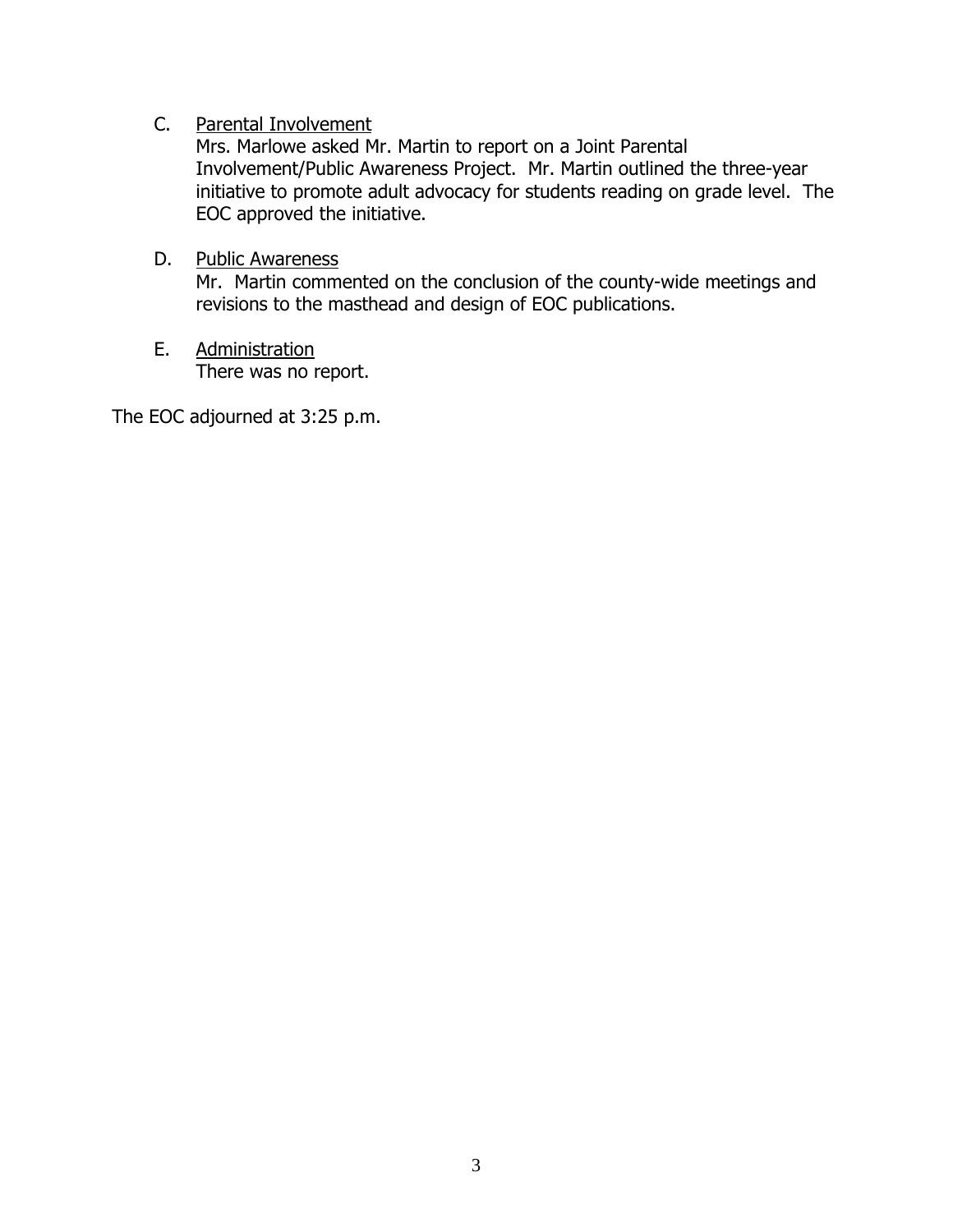C. <u>Parental Involvement</u>
   Mrs. Marlowe asked Mr. Martin to report on a Joint Parental Involvement/Public Awareness Project. Mr. Martin outlined the three-year initiative to promote adult advocacy for students reading on grade level. The EOC approved the initiative.

D. <u>Public Awareness</u>
   Mr. Martin commented on the conclusion of the county-wide meetings and revisions to the masthead and design of EOC publications.

E. <u>Administration</u>
   There was no report.

The EOC adjourned at 3:25 p.m.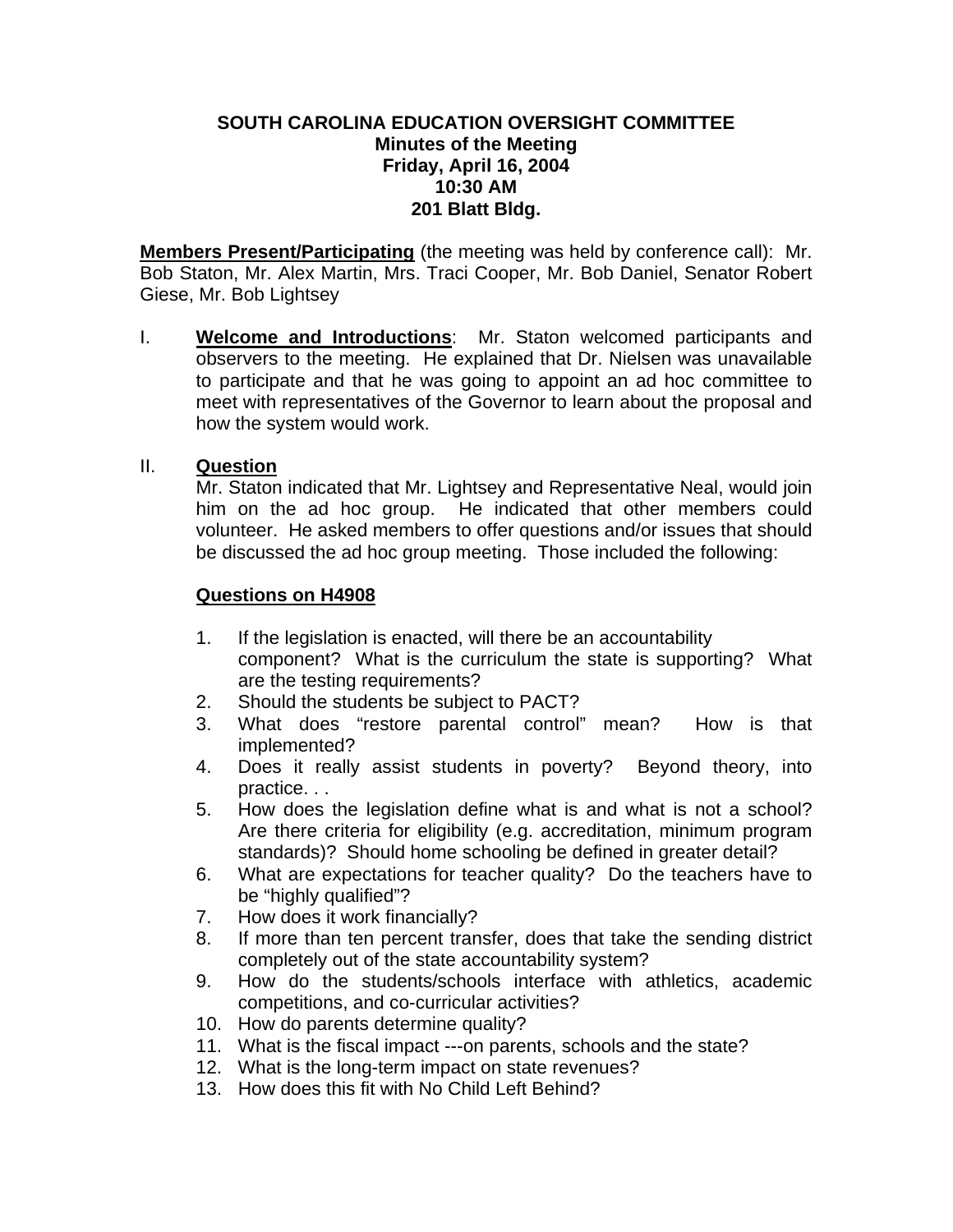**SOUTH CAROLINA EDUCATION OVERSIGHT COMMITTEE**
**Minutes of the Meeting**
**Friday, April 16, 2004**
**10:30 AM**
**201 Blatt Bldg.**

**Members Present/Participating** (the meeting was held by conference call): Mr. Bob Staton, Mr. Alex Martin, Mrs. Traci Cooper, Mr. Bob Daniel, Senator Robert Giese, Mr. Bob Lightsey

I. **Welcome and Introductions**: Mr. Staton welcomed participants and observers to the meeting. He explained that Dr. Nielsen was unavailable to participate and that he was going to appoint an ad hoc committee to meet with representatives of the Governor to learn about the proposal and how the system would work.

II. **Question**

Mr. Staton indicated that Mr. Lightsey and Representative Neal, would join him on the ad hoc group. He indicated that other members could volunteer. He asked members to offer questions and/or issues that should be discussed the ad hoc group meeting. Those included the following:

**Questions on H4908**

1. If the legislation is enacted, will there be an accountability component? What is the curriculum the state is supporting? What are the testing requirements?
2. Should the students be subject to PACT?
3. What does "restore parental control" mean? How is that implemented?
4. Does it really assist students in poverty? Beyond theory, into practice. . .
5. How does the legislation define what is and what is not a school? Are there criteria for eligibility (e.g. accreditation, minimum program standards)? Should home schooling be defined in greater detail?
6. What are expectations for teacher quality? Do the teachers have to be "highly qualified"?
7. How does it work financially?
8. If more than ten percent transfer, does that take the sending district completely out of the state accountability system?
9. How do the students/schools interface with athletics, academic competitions, and co-curricular activities?
10. How do parents determine quality?
11. What is the fiscal impact ---on parents, schools and the state?
12. What is the long-term impact on state revenues?
13. How does this fit with No Child Left Behind?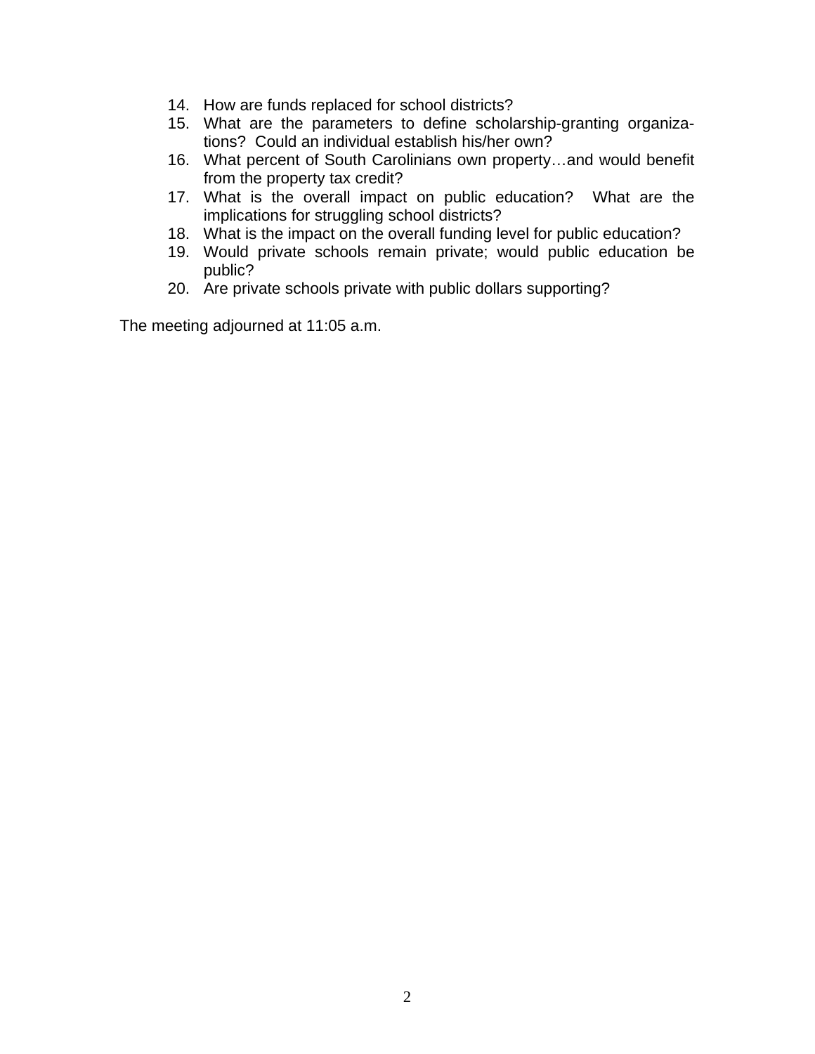14. How are funds replaced for school districts?
15. What are the parameters to define scholarship-granting organizations? Could an individual establish his/her own?
16. What percent of South Carolinians own property…and would benefit from the property tax credit?
17. What is the overall impact on public education? What are the implications for struggling school districts?
18. What is the impact on the overall funding level for public education?
19. Would private schools remain private; would public education be public?
20. Are private schools private with public dollars supporting?

The meeting adjourned at 11:05 a.m.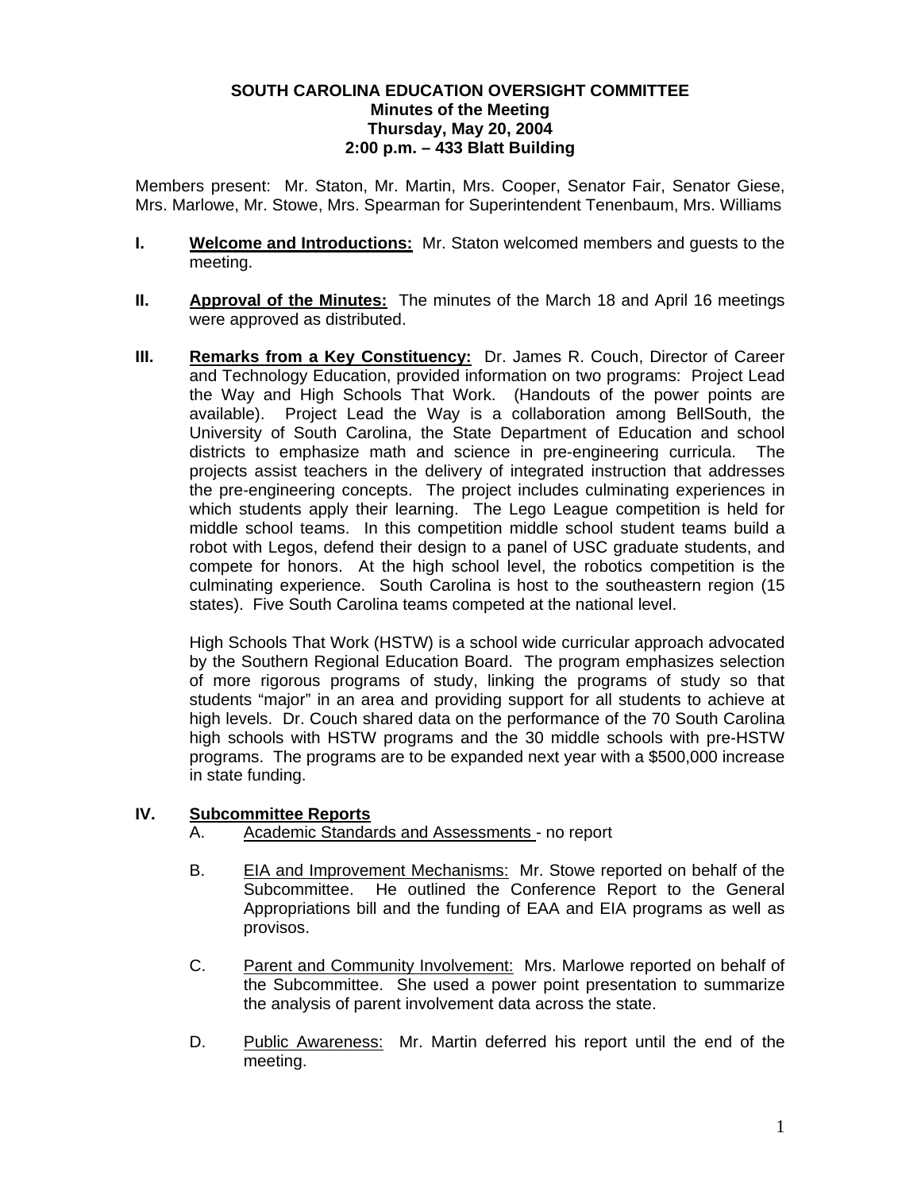**SOUTH CAROLINA EDUCATION OVERSIGHT COMMITTEE**
**Minutes of the Meeting**
**Thursday, May 20, 2004**
**2:00 p.m. – 433 Blatt Building**

Members present: Mr. Staton, Mr. Martin, Mrs. Cooper, Senator Fair, Senator Giese, Mrs. Marlowe, Mr. Stowe, Mrs. Spearman for Superintendent Tenenbaum, Mrs. Williams

**I.** **Welcome and Introductions:** Mr. Staton welcomed members and guests to the meeting.

**II.** **Approval of the Minutes:** The minutes of the March 18 and April 16 meetings were approved as distributed.

**III.** **Remarks from a Key Constituency:** Dr. James R. Couch, Director of Career and Technology Education, provided information on two programs: Project Lead the Way and High Schools That Work. (Handouts of the power points are available). Project Lead the Way is a collaboration among BellSouth, the University of South Carolina, the State Department of Education and school districts to emphasize math and science in pre-engineering curricula. The projects assist teachers in the delivery of integrated instruction that addresses the pre-engineering concepts. The project includes culminating experiences in which students apply their learning. The Lego League competition is held for middle school teams. In this competition middle school student teams build a robot with Legos, defend their design to a panel of USC graduate students, and compete for honors. At the high school level, the robotics competition is the culminating experience. South Carolina is host to the southeastern region (15 states). Five South Carolina teams competed at the national level.

High Schools That Work (HSTW) is a school wide curricular approach advocated by the Southern Regional Education Board. The program emphasizes selection of more rigorous programs of study, linking the programs of study so that students "major" in an area and providing support for all students to achieve at high levels. Dr. Couch shared data on the performance of the 70 South Carolina high schools with HSTW programs and the 30 middle schools with pre-HSTW programs. The programs are to be expanded next year with a $500,000 increase in state funding.

**IV.** **Subcommittee Reports**

A. Academic Standards and Assessments - no report

B. EIA and Improvement Mechanisms: Mr. Stowe reported on behalf of the Subcommittee. He outlined the Conference Report to the General Appropriations bill and the funding of EAA and EIA programs as well as provisos.

C. Parent and Community Involvement: Mrs. Marlowe reported on behalf of the Subcommittee. She used a power point presentation to summarize the analysis of parent involvement data across the state.

D. Public Awareness: Mr. Martin deferred his report until the end of the meeting.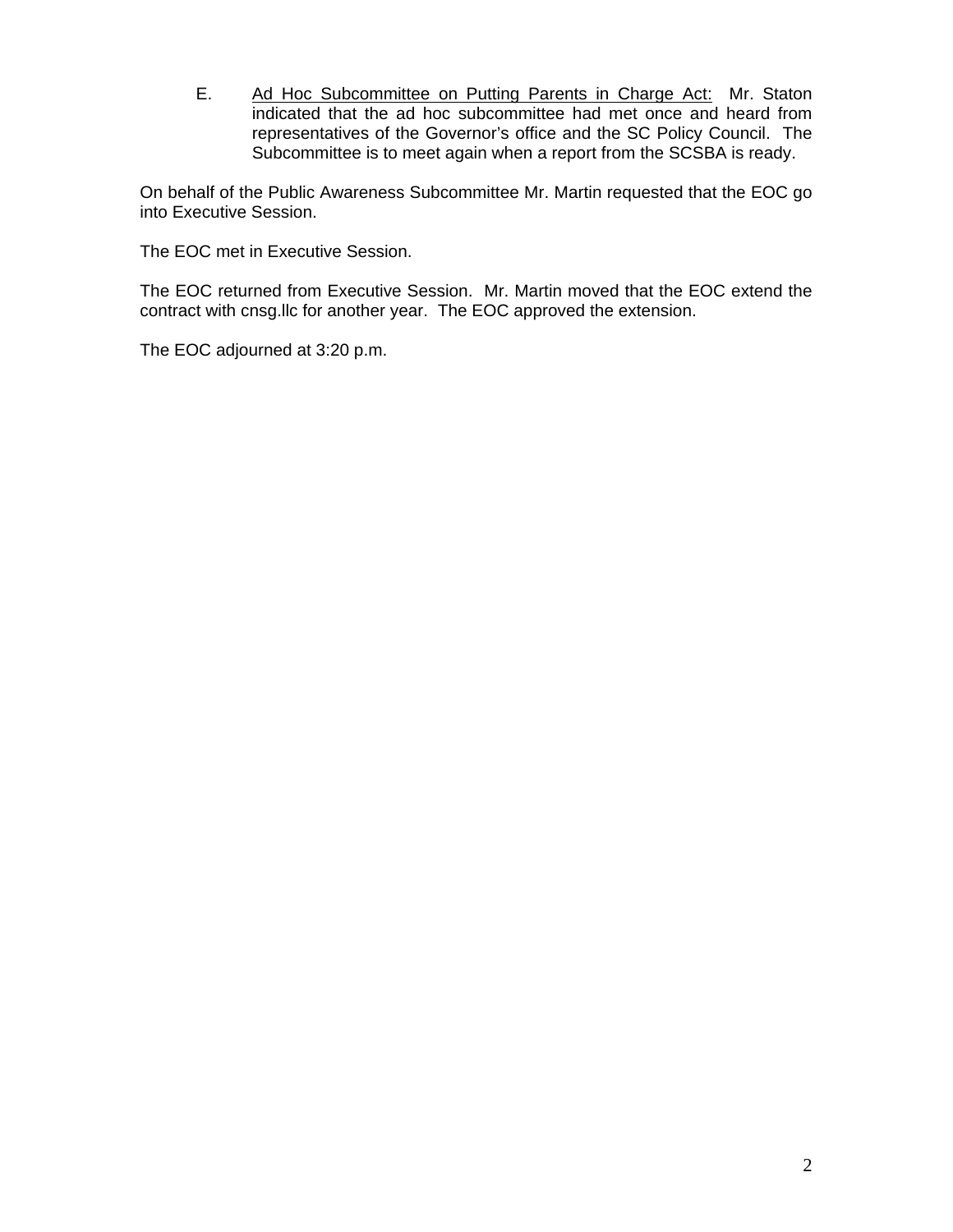E. <u>Ad Hoc Subcommittee on Putting Parents in Charge Act:</u> Mr. Staton indicated that the ad hoc subcommittee had met once and heard from representatives of the Governor's office and the SC Policy Council. The Subcommittee is to meet again when a report from the SCSBA is ready.

On behalf of the Public Awareness Subcommittee Mr. Martin requested that the EOC go into Executive Session.

The EOC met in Executive Session.

The EOC returned from Executive Session. Mr. Martin moved that the EOC extend the contract with cnsg.llc for another year. The EOC approved the extension.

The EOC adjourned at 3:20 p.m.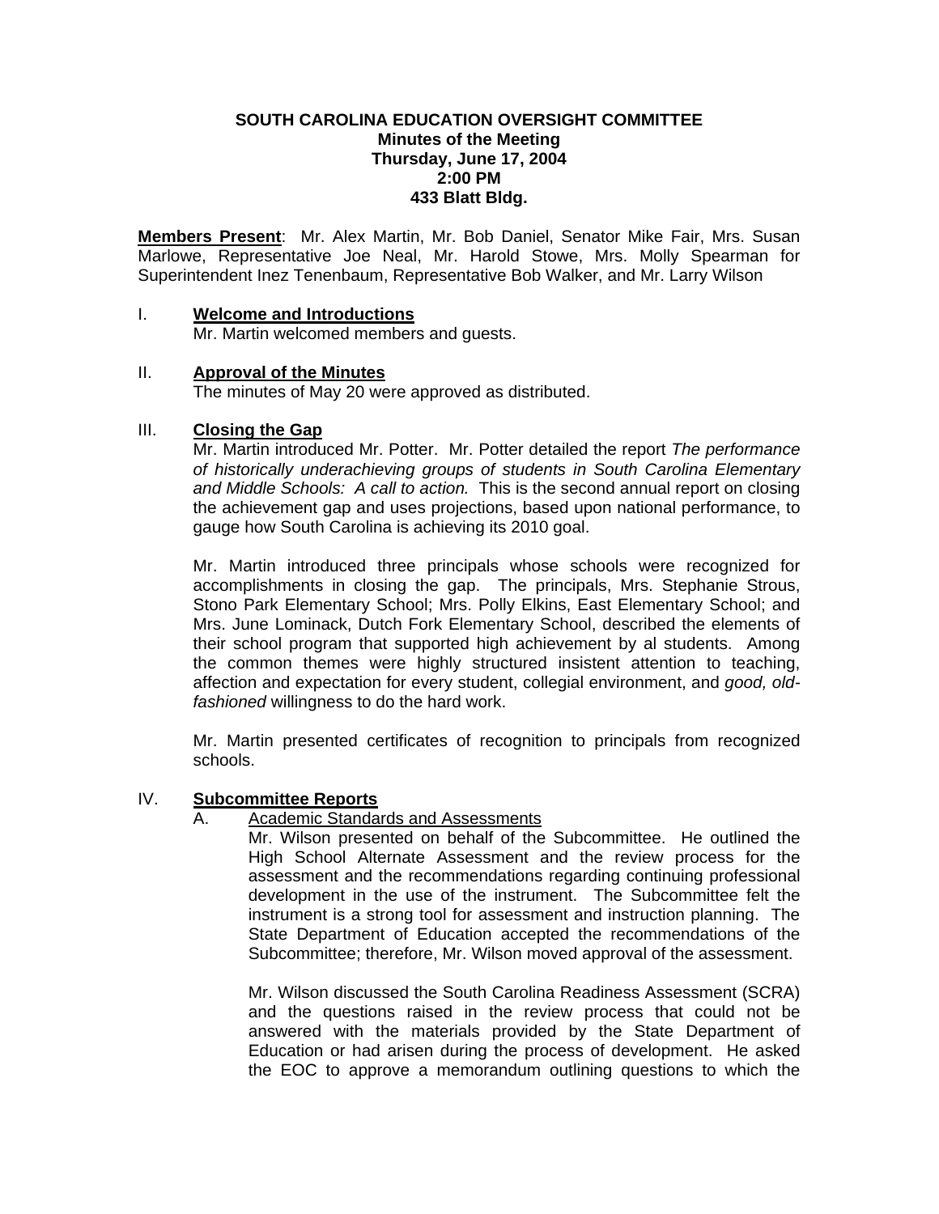**SOUTH CAROLINA EDUCATION OVERSIGHT COMMITTEE**
**Minutes of the Meeting**
**Thursday, June 17, 2004**
**2:00 PM**
**433 Blatt Bldg.**

**Members Present**: Mr. Alex Martin, Mr. Bob Daniel, Senator Mike Fair, Mrs. Susan Marlowe, Representative Joe Neal, Mr. Harold Stowe, Mrs. Molly Spearman for Superintendent Inez Tenenbaum, Representative Bob Walker, and Mr. Larry Wilson

I. **Welcome and Introductions**
Mr. Martin welcomed members and guests.

II. **Approval of the Minutes**
The minutes of May 20 were approved as distributed.

III. **Closing the Gap**
Mr. Martin introduced Mr. Potter. Mr. Potter detailed the report *The performance of historically underachieving groups of students in South Carolina Elementary and Middle Schools: A call to action.* This is the second annual report on closing the achievement gap and uses projections, based upon national performance, to gauge how South Carolina is achieving its 2010 goal.

Mr. Martin introduced three principals whose schools were recognized for accomplishments in closing the gap. The principals, Mrs. Stephanie Strous, Stono Park Elementary School; Mrs. Polly Elkins, East Elementary School; and Mrs. June Lominack, Dutch Fork Elementary School, described the elements of their school program that supported high achievement by al students. Among the common themes were highly structured insistent attention to teaching, affection and expectation for every student, collegial environment, and *good, old-fashioned* willingness to do the hard work.

Mr. Martin presented certificates of recognition to principals from recognized schools.

IV. **Subcommittee Reports**

A. Academic Standards and Assessments

Mr. Wilson presented on behalf of the Subcommittee. He outlined the High School Alternate Assessment and the review process for the assessment and the recommendations regarding continuing professional development in the use of the instrument. The Subcommittee felt the instrument is a strong tool for assessment and instruction planning. The State Department of Education accepted the recommendations of the Subcommittee; therefore, Mr. Wilson moved approval of the assessment.

Mr. Wilson discussed the South Carolina Readiness Assessment (SCRA) and the questions raised in the review process that could not be answered with the materials provided by the State Department of Education or had arisen during the process of development. He asked the EOC to approve a memorandum outlining questions to which the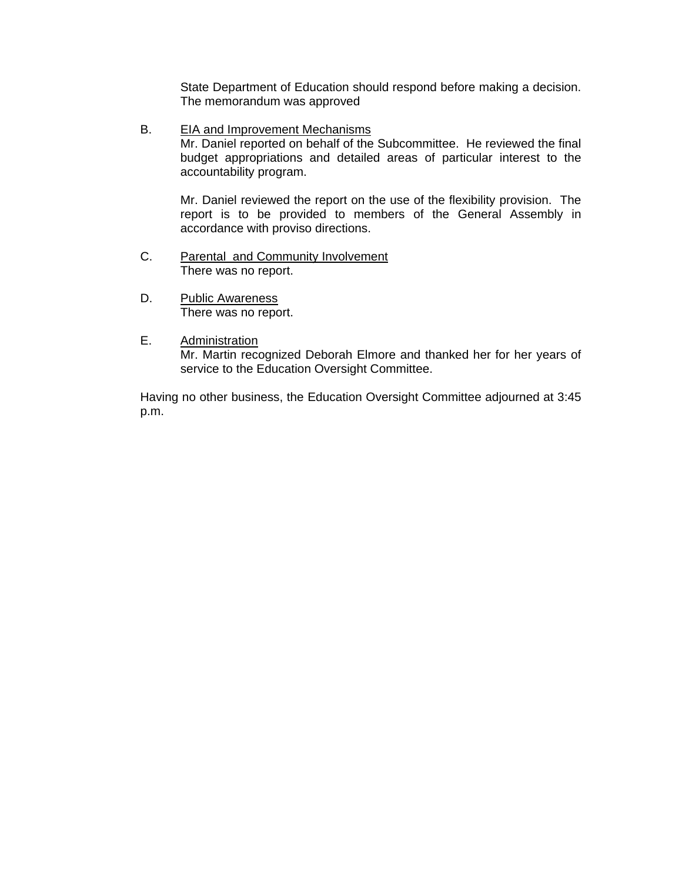State Department of Education should respond before making a decision. The memorandum was approved

B. <u>EIA and Improvement Mechanisms</u>

Mr. Daniel reported on behalf of the Subcommittee. He reviewed the final budget appropriations and detailed areas of particular interest to the accountability program.

Mr. Daniel reviewed the report on the use of the flexibility provision. The report is to be provided to members of the General Assembly in accordance with proviso directions.

C. <u>Parental and Community Involvement</u>

There was no report.

D. <u>Public Awareness</u>

There was no report.

E. <u>Administration</u>

Mr. Martin recognized Deborah Elmore and thanked her for her years of service to the Education Oversight Committee.

Having no other business, the Education Oversight Committee adjourned at 3:45 p.m.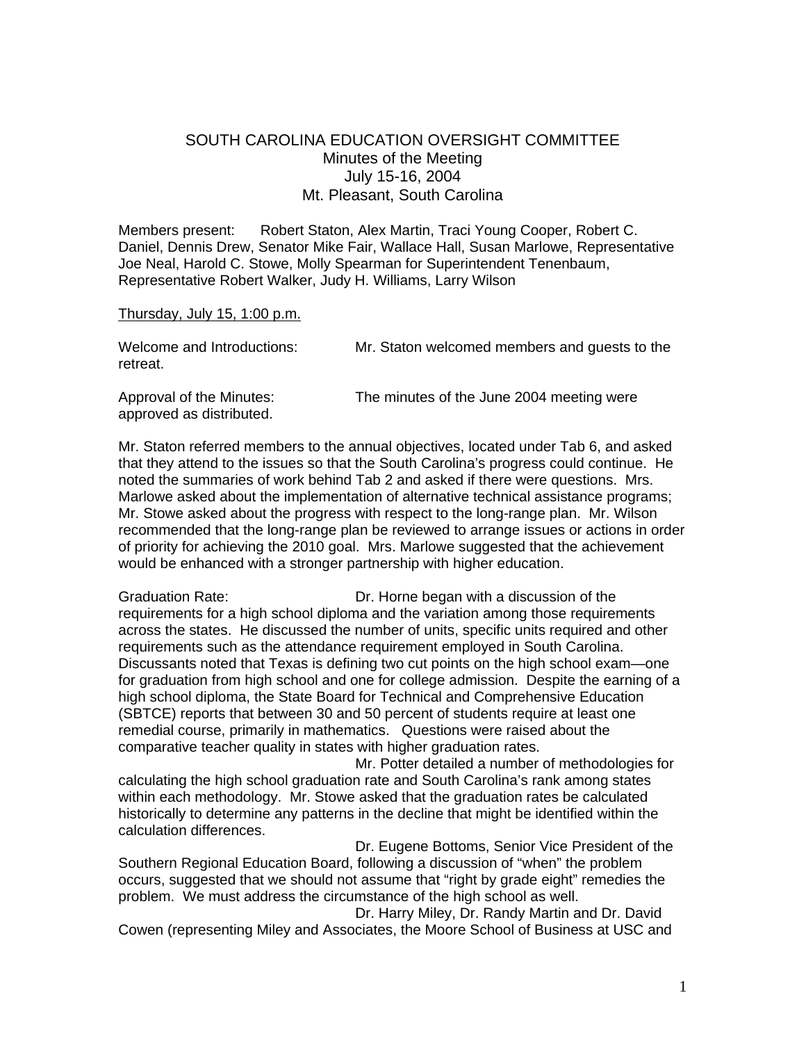SOUTH CAROLINA EDUCATION OVERSIGHT COMMITTEE
Minutes of the Meeting
July 15-16, 2004
Mt. Pleasant, South Carolina

Members present: Robert Staton, Alex Martin, Traci Young Cooper, Robert C. Daniel, Dennis Drew, Senator Mike Fair, Wallace Hall, Susan Marlowe, Representative Joe Neal, Harold C. Stowe, Molly Spearman for Superintendent Tenenbaum, Representative Robert Walker, Judy H. Williams, Larry Wilson

Thursday, July 15, 1:00 p.m.

Welcome and Introductions: Mr. Staton welcomed members and guests to the retreat.

Approval of the Minutes: The minutes of the June 2004 meeting were approved as distributed.

Mr. Staton referred members to the annual objectives, located under Tab 6, and asked that they attend to the issues so that the South Carolina's progress could continue. He noted the summaries of work behind Tab 2 and asked if there were questions. Mrs. Marlowe asked about the implementation of alternative technical assistance programs; Mr. Stowe asked about the progress with respect to the long-range plan. Mr. Wilson recommended that the long-range plan be reviewed to arrange issues or actions in order of priority for achieving the 2010 goal. Mrs. Marlowe suggested that the achievement would be enhanced with a stronger partnership with higher education.

Graduation Rate: Dr. Horne began with a discussion of the requirements for a high school diploma and the variation among those requirements across the states. He discussed the number of units, specific units required and other requirements such as the attendance requirement employed in South Carolina. Discussants noted that Texas is defining two cut points on the high school exam—one for graduation from high school and one for college admission. Despite the earning of a high school diploma, the State Board for Technical and Comprehensive Education (SBTCE) reports that between 30 and 50 percent of students require at least one remedial course, primarily in mathematics. Questions were raised about the comparative teacher quality in states with higher graduation rates.

Mr. Potter detailed a number of methodologies for calculating the high school graduation rate and South Carolina's rank among states within each methodology. Mr. Stowe asked that the graduation rates be calculated historically to determine any patterns in the decline that might be identified within the calculation differences.

Dr. Eugene Bottoms, Senior Vice President of the Southern Regional Education Board, following a discussion of "when" the problem occurs, suggested that we should not assume that "right by grade eight" remedies the problem. We must address the circumstance of the high school as well.

Dr. Harry Miley, Dr. Randy Martin and Dr. David Cowen (representing Miley and Associates, the Moore School of Business at USC and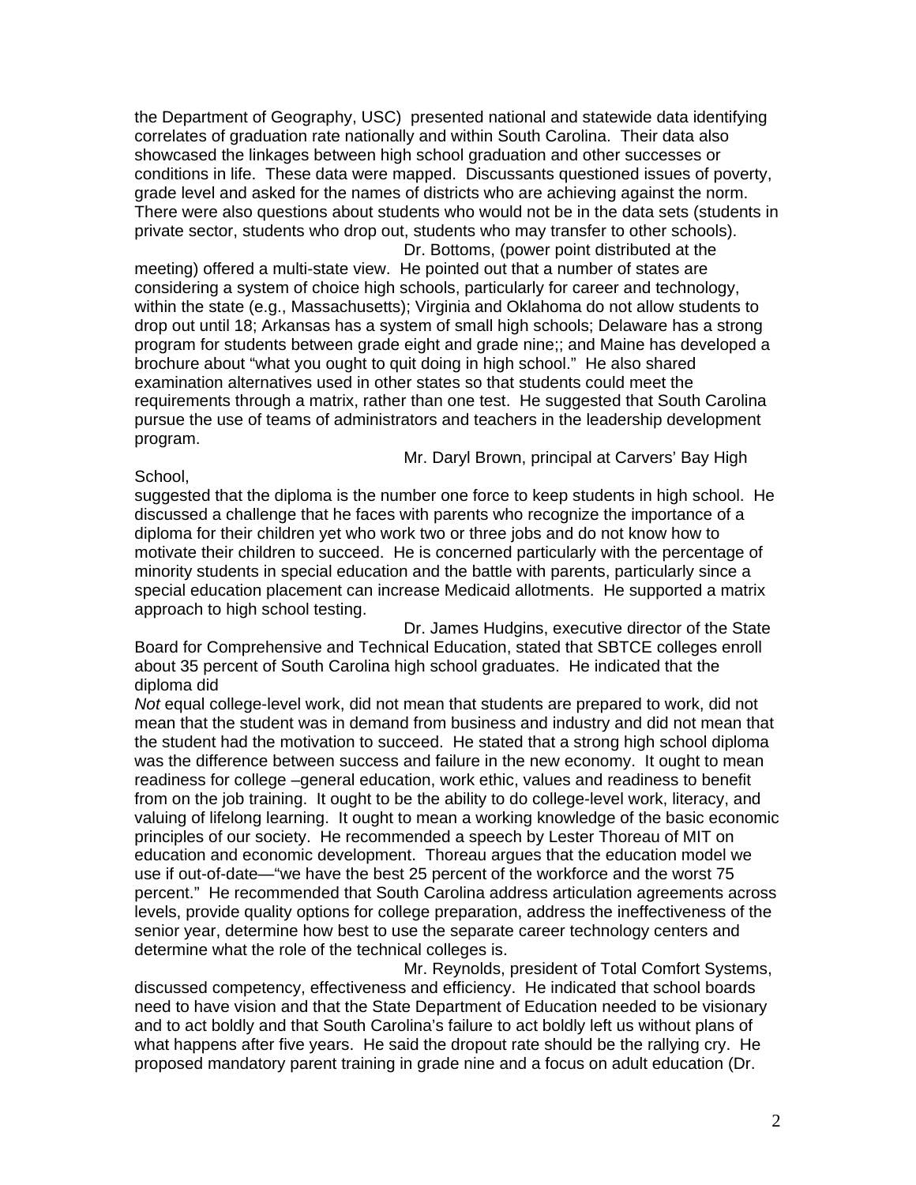the Department of Geography, USC) presented national and statewide data identifying correlates of graduation rate nationally and within South Carolina. Their data also showcased the linkages between high school graduation and other successes or conditions in life. These data were mapped. Discussants questioned issues of poverty, grade level and asked for the names of districts who are achieving against the norm. There were also questions about students who would not be in the data sets (students in private sector, students who drop out, students who may transfer to other schools).

Dr. Bottoms, (power point distributed at the meeting) offered a multi-state view. He pointed out that a number of states are considering a system of choice high schools, particularly for career and technology, within the state (e.g., Massachusetts); Virginia and Oklahoma do not allow students to drop out until 18; Arkansas has a system of small high schools; Delaware has a strong program for students between grade eight and grade nine;; and Maine has developed a brochure about "what you ought to quit doing in high school." He also shared examination alternatives used in other states so that students could meet the requirements through a matrix, rather than one test. He suggested that South Carolina pursue the use of teams of administrators and teachers in the leadership development program.

Mr. Daryl Brown, principal at Carvers' Bay High School, suggested that the diploma is the number one force to keep students in high school. He discussed a challenge that he faces with parents who recognize the importance of a diploma for their children yet who work two or three jobs and do not know how to motivate their children to succeed. He is concerned particularly with the percentage of minority students in special education and the battle with parents, particularly since a special education placement can increase Medicaid allotments. He supported a matrix approach to high school testing.

Dr. James Hudgins, executive director of the State Board for Comprehensive and Technical Education, stated that SBTCE colleges enroll about 35 percent of South Carolina high school graduates. He indicated that the diploma did *Not* equal college-level work, did not mean that students are prepared to work, did not mean that the student was in demand from business and industry and did not mean that the student had the motivation to succeed. He stated that a strong high school diploma was the difference between success and failure in the new economy. It ought to mean readiness for college –general education, work ethic, values and readiness to benefit from on the job training. It ought to be the ability to do college-level work, literacy, and valuing of lifelong learning. It ought to mean a working knowledge of the basic economic principles of our society. He recommended a speech by Lester Thoreau of MIT on education and economic development. Thoreau argues that the education model we use if out-of-date—"we have the best 25 percent of the workforce and the worst 75 percent." He recommended that South Carolina address articulation agreements across levels, provide quality options for college preparation, address the ineffectiveness of the senior year, determine how best to use the separate career technology centers and determine what the role of the technical colleges is.

Mr. Reynolds, president of Total Comfort Systems, discussed competency, effectiveness and efficiency. He indicated that school boards need to have vision and that the State Department of Education needed to be visionary and to act boldly and that South Carolina's failure to act boldly left us without plans of what happens after five years. He said the dropout rate should be the rallying cry. He proposed mandatory parent training in grade nine and a focus on adult education (Dr.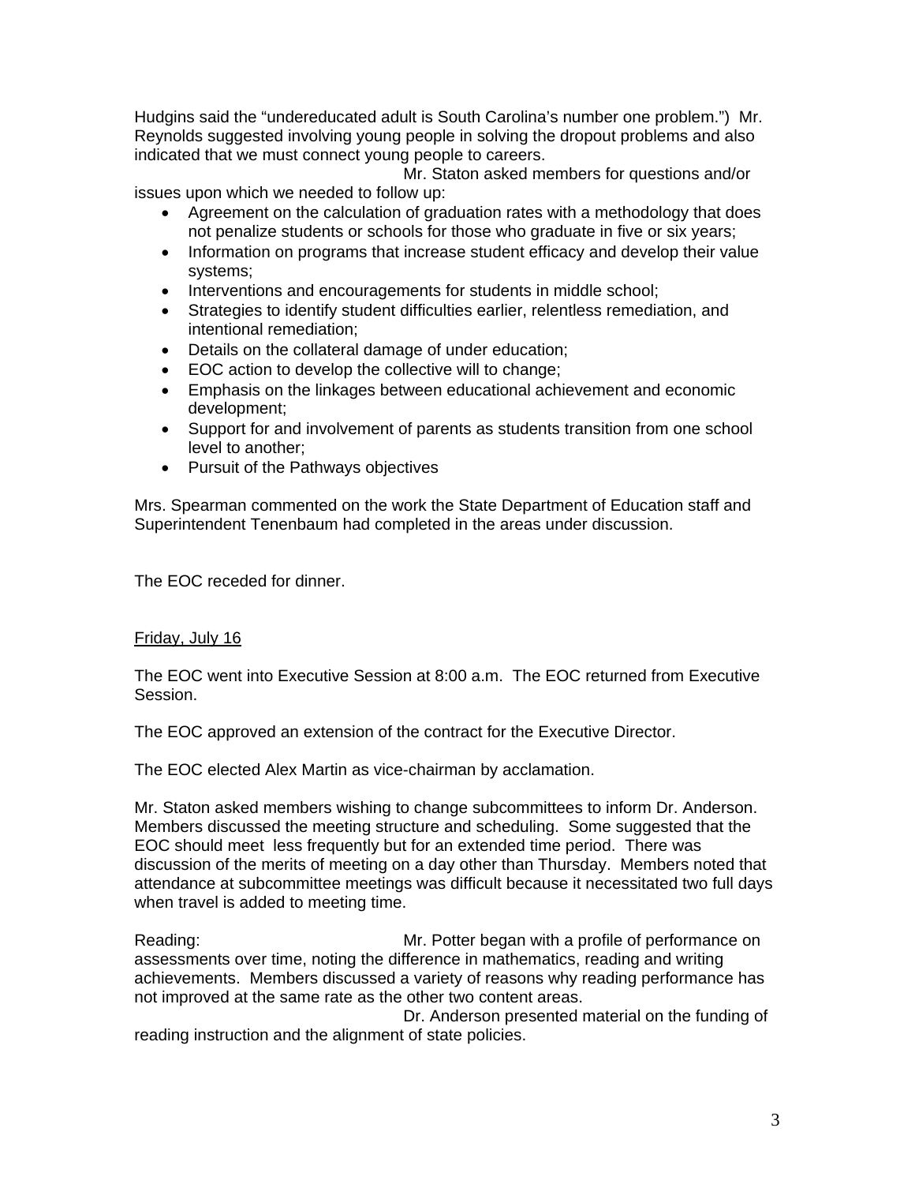Hudgins said the "undereducated adult is South Carolina's number one problem.") Mr. Reynolds suggested involving young people in solving the dropout problems and also indicated that we must connect young people to careers.

Mr. Staton asked members for questions and/or issues upon which we needed to follow up:

- Agreement on the calculation of graduation rates with a methodology that does not penalize students or schools for those who graduate in five or six years;
- Information on programs that increase student efficacy and develop their value systems;
- Interventions and encouragements for students in middle school;
- Strategies to identify student difficulties earlier, relentless remediation, and intentional remediation;
- Details on the collateral damage of under education;
- EOC action to develop the collective will to change;
- Emphasis on the linkages between educational achievement and economic development;
- Support for and involvement of parents as students transition from one school level to another;
- Pursuit of the Pathways objectives

Mrs. Spearman commented on the work the State Department of Education staff and Superintendent Tenenbaum had completed in the areas under discussion.

The EOC receded for dinner.

Friday, July 16

The EOC went into Executive Session at 8:00 a.m. The EOC returned from Executive Session.

The EOC approved an extension of the contract for the Executive Director.

The EOC elected Alex Martin as vice-chairman by acclamation.

Mr. Staton asked members wishing to change subcommittees to inform Dr. Anderson. Members discussed the meeting structure and scheduling. Some suggested that the EOC should meet less frequently but for an extended time period. There was discussion of the merits of meeting on a day other than Thursday. Members noted that attendance at subcommittee meetings was difficult because it necessitated two full days when travel is added to meeting time.

Reading: Mr. Potter began with a profile of performance on assessments over time, noting the difference in mathematics, reading and writing achievements. Members discussed a variety of reasons why reading performance has not improved at the same rate as the other two content areas.

Dr. Anderson presented material on the funding of reading instruction and the alignment of state policies.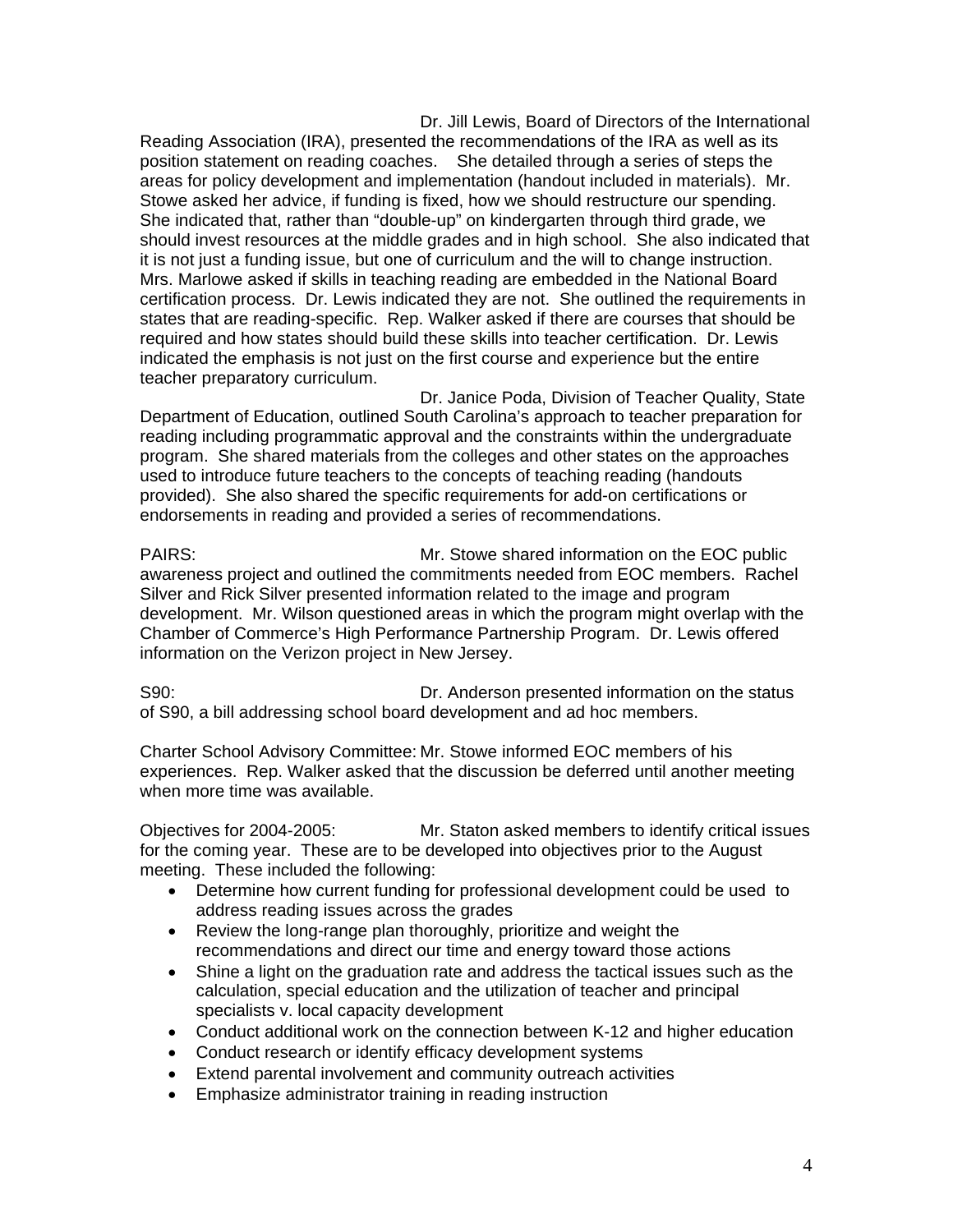Dr. Jill Lewis, Board of Directors of the International Reading Association (IRA), presented the recommendations of the IRA as well as its position statement on reading coaches. She detailed through a series of steps the areas for policy development and implementation (handout included in materials). Mr. Stowe asked her advice, if funding is fixed, how we should restructure our spending. She indicated that, rather than "double-up" on kindergarten through third grade, we should invest resources at the middle grades and in high school. She also indicated that it is not just a funding issue, but one of curriculum and the will to change instruction. Mrs. Marlowe asked if skills in teaching reading are embedded in the National Board certification process. Dr. Lewis indicated they are not. She outlined the requirements in states that are reading-specific. Rep. Walker asked if there are courses that should be required and how states should build these skills into teacher certification. Dr. Lewis indicated the emphasis is not just on the first course and experience but the entire teacher preparatory curriculum.

Dr. Janice Poda, Division of Teacher Quality, State Department of Education, outlined South Carolina's approach to teacher preparation for reading including programmatic approval and the constraints within the undergraduate program. She shared materials from the colleges and other states on the approaches used to introduce future teachers to the concepts of teaching reading (handouts provided). She also shared the specific requirements for add-on certifications or endorsements in reading and provided a series of recommendations.

PAIRS: Mr. Stowe shared information on the EOC public awareness project and outlined the commitments needed from EOC members. Rachel Silver and Rick Silver presented information related to the image and program development. Mr. Wilson questioned areas in which the program might overlap with the Chamber of Commerce's High Performance Partnership Program. Dr. Lewis offered information on the Verizon project in New Jersey.

S90: Dr. Anderson presented information on the status of S90, a bill addressing school board development and ad hoc members.

Charter School Advisory Committee: Mr. Stowe informed EOC members of his experiences. Rep. Walker asked that the discussion be deferred until another meeting when more time was available.

Objectives for 2004-2005: Mr. Staton asked members to identify critical issues for the coming year. These are to be developed into objectives prior to the August meeting. These included the following:

- Determine how current funding for professional development could be used to address reading issues across the grades
- Review the long-range plan thoroughly, prioritize and weight the recommendations and direct our time and energy toward those actions
- Shine a light on the graduation rate and address the tactical issues such as the calculation, special education and the utilization of teacher and principal specialists v. local capacity development
- Conduct additional work on the connection between K-12 and higher education
- Conduct research or identify efficacy development systems
- Extend parental involvement and community outreach activities
- Emphasize administrator training in reading instruction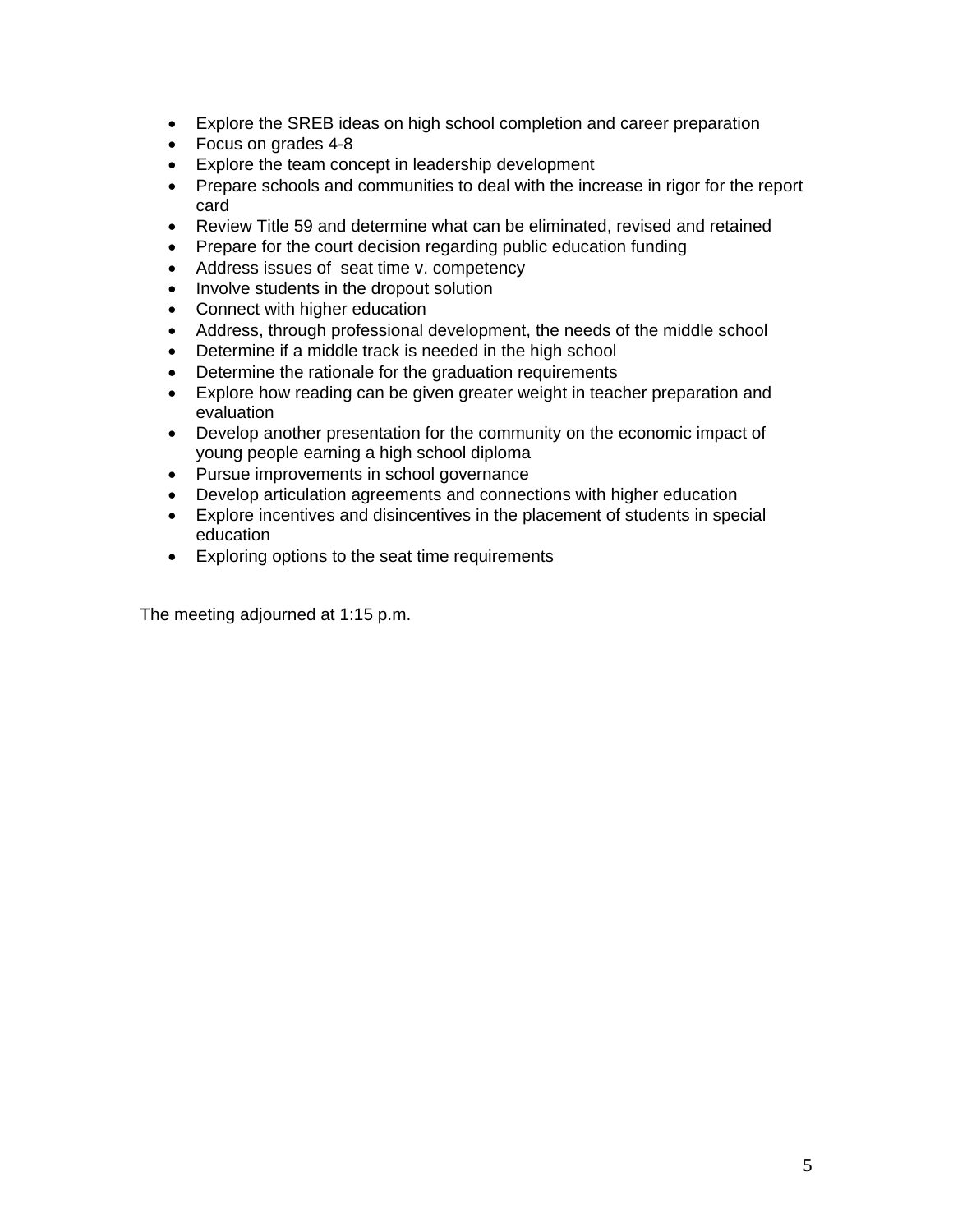- Explore the SREB ideas on high school completion and career preparation
- Focus on grades 4-8
- Explore the team concept in leadership development
- Prepare schools and communities to deal with the increase in rigor for the report card
- Review Title 59 and determine what can be eliminated, revised and retained
- Prepare for the court decision regarding public education funding
- Address issues of seat time v. competency
- Involve students in the dropout solution
- Connect with higher education
- Address, through professional development, the needs of the middle school
- Determine if a middle track is needed in the high school
- Determine the rationale for the graduation requirements
- Explore how reading can be given greater weight in teacher preparation and evaluation
- Develop another presentation for the community on the economic impact of young people earning a high school diploma
- Pursue improvements in school governance
- Develop articulation agreements and connections with higher education
- Explore incentives and disincentives in the placement of students in special education
- Exploring options to the seat time requirements

The meeting adjourned at 1:15 p.m.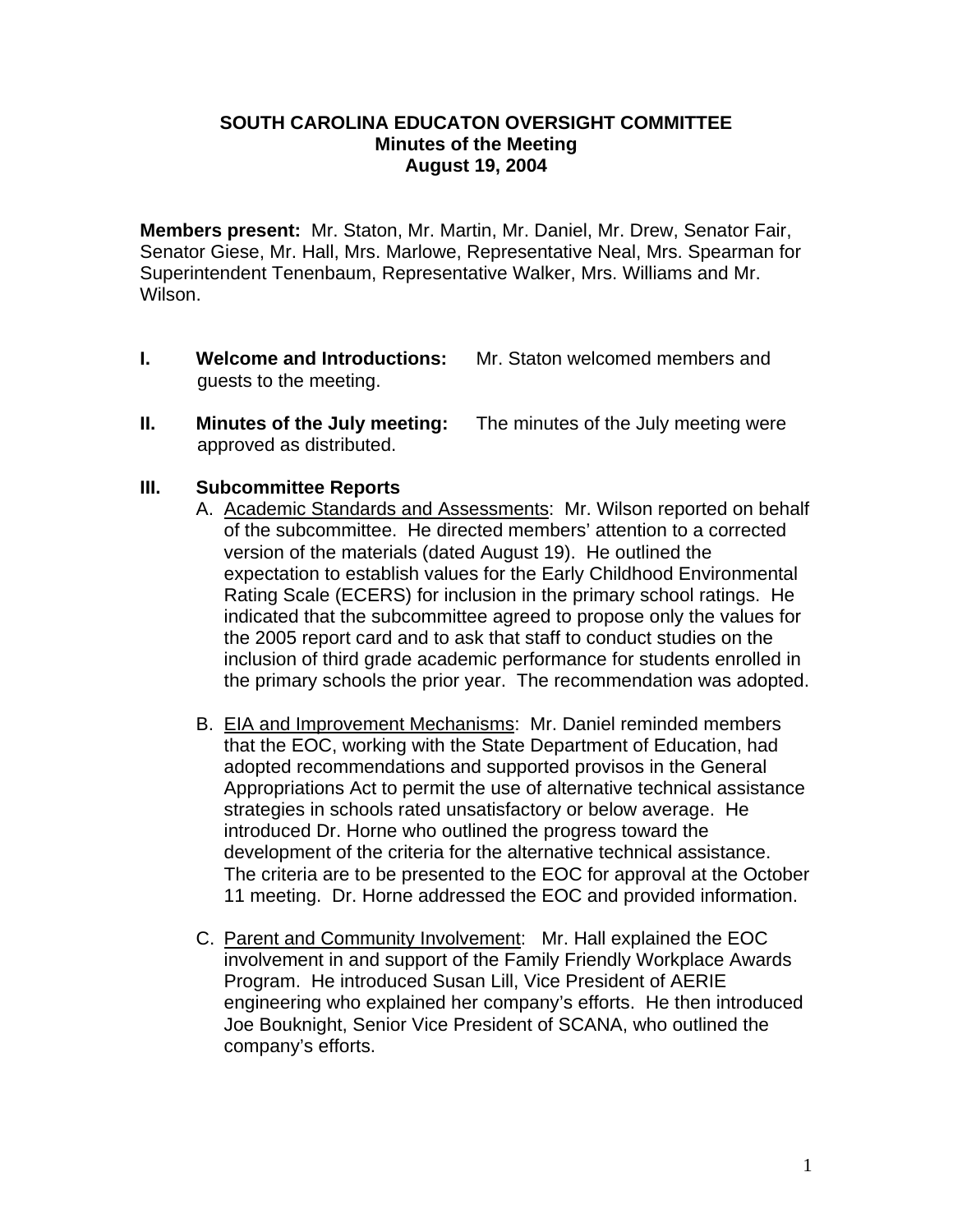**SOUTH CAROLINA EDUCATON OVERSIGHT COMMITTEE**
**Minutes of the Meeting**
**August 19, 2004**

**Members present:** Mr. Staton, Mr. Martin, Mr. Daniel, Mr. Drew, Senator Fair, Senator Giese, Mr. Hall, Mrs. Marlowe, Representative Neal, Mrs. Spearman for Superintendent Tenenbaum, Representative Walker, Mrs. Williams and Mr. Wilson.

**I. Welcome and Introductions:** Mr. Staton welcomed members and guests to the meeting.

**II. Minutes of the July meeting:** The minutes of the July meeting were approved as distributed.

**III. Subcommittee Reports**

A. Academic Standards and Assessments: Mr. Wilson reported on behalf of the subcommittee. He directed members' attention to a corrected version of the materials (dated August 19). He outlined the expectation to establish values for the Early Childhood Environmental Rating Scale (ECERS) for inclusion in the primary school ratings. He indicated that the subcommittee agreed to propose only the values for the 2005 report card and to ask that staff to conduct studies on the inclusion of third grade academic performance for students enrolled in the primary schools the prior year. The recommendation was adopted.

B. EIA and Improvement Mechanisms: Mr. Daniel reminded members that the EOC, working with the State Department of Education, had adopted recommendations and supported provisos in the General Appropriations Act to permit the use of alternative technical assistance strategies in schools rated unsatisfactory or below average. He introduced Dr. Horne who outlined the progress toward the development of the criteria for the alternative technical assistance. The criteria are to be presented to the EOC for approval at the October 11 meeting. Dr. Horne addressed the EOC and provided information.

C. Parent and Community Involvement: Mr. Hall explained the EOC involvement in and support of the Family Friendly Workplace Awards Program. He introduced Susan Lill, Vice President of AERIE engineering who explained her company's efforts. He then introduced Joe Bouknight, Senior Vice President of SCANA, who outlined the company's efforts.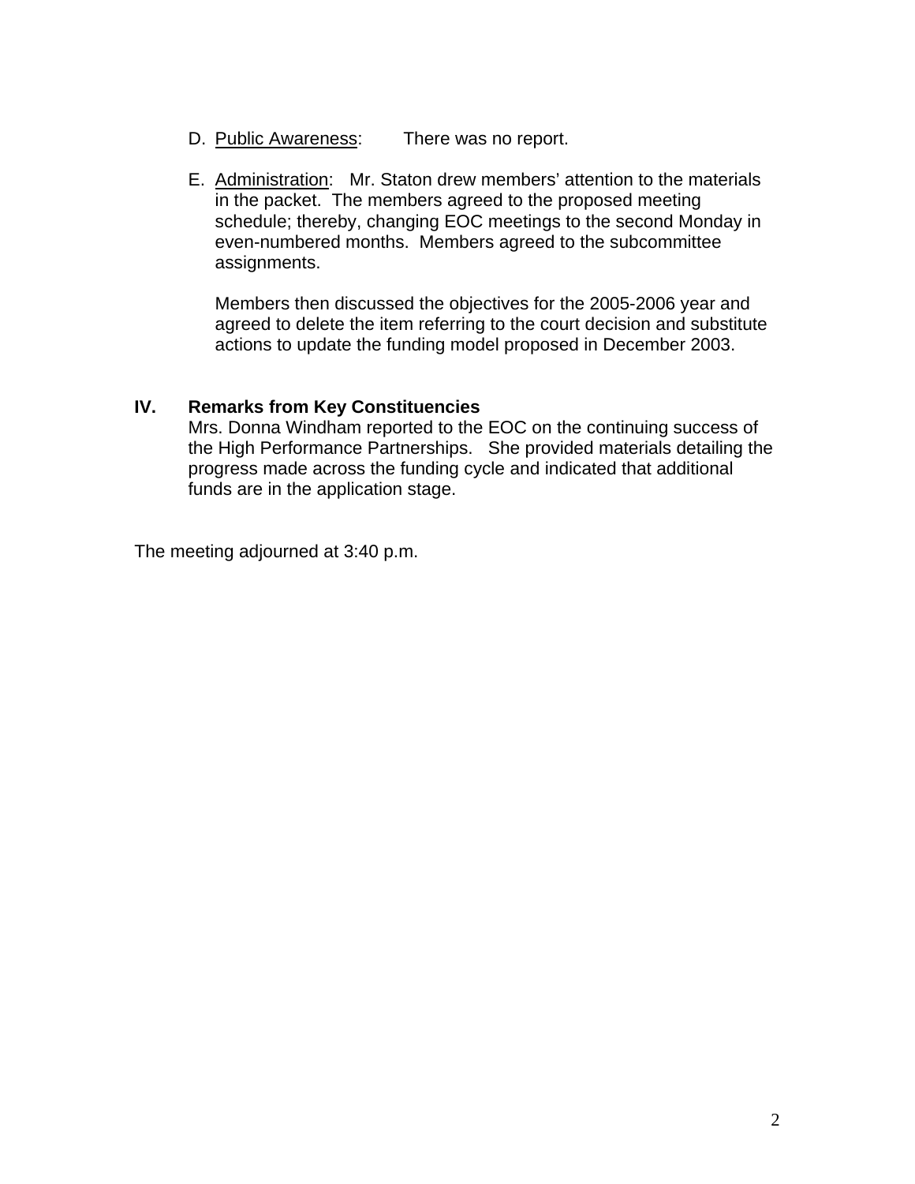D. Public Awareness: There was no report.

E. Administration: Mr. Staton drew members' attention to the materials in the packet. The members agreed to the proposed meeting schedule; thereby, changing EOC meetings to the second Monday in even-numbered months. Members agreed to the subcommittee assignments.

   Members then discussed the objectives for the 2005-2006 year and agreed to delete the item referring to the court decision and substitute actions to update the funding model proposed in December 2003.

**IV. Remarks from Key Constituencies**

Mrs. Donna Windham reported to the EOC on the continuing success of the High Performance Partnerships. She provided materials detailing the progress made across the funding cycle and indicated that additional funds are in the application stage.

The meeting adjourned at 3:40 p.m.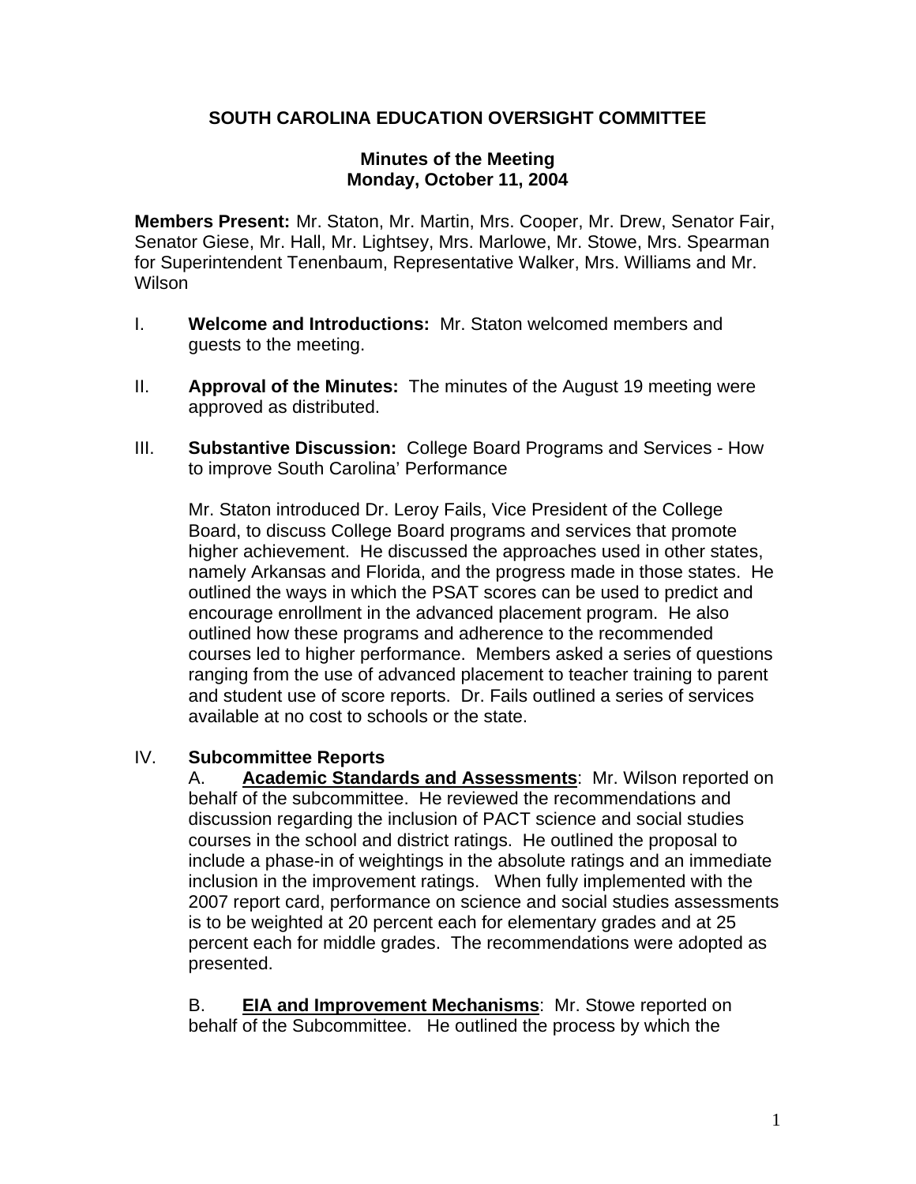**SOUTH CAROLINA EDUCATION OVERSIGHT COMMITTEE**

**Minutes of the Meeting**
**Monday, October 11, 2004**

**Members Present:** Mr. Staton, Mr. Martin, Mrs. Cooper, Mr. Drew, Senator Fair, Senator Giese, Mr. Hall, Mr. Lightsey, Mrs. Marlowe, Mr. Stowe, Mrs. Spearman for Superintendent Tenenbaum, Representative Walker, Mrs. Williams and Mr. Wilson

I. **Welcome and Introductions:** Mr. Staton welcomed members and guests to the meeting.

II. **Approval of the Minutes:** The minutes of the August 19 meeting were approved as distributed.

III. **Substantive Discussion:** College Board Programs and Services - How to improve South Carolina' Performance

Mr. Staton introduced Dr. Leroy Fails, Vice President of the College Board, to discuss College Board programs and services that promote higher achievement. He discussed the approaches used in other states, namely Arkansas and Florida, and the progress made in those states. He outlined the ways in which the PSAT scores can be used to predict and encourage enrollment in the advanced placement program. He also outlined how these programs and adherence to the recommended courses led to higher performance. Members asked a series of questions ranging from the use of advanced placement to teacher training to parent and student use of score reports. Dr. Fails outlined a series of services available at no cost to schools or the state.

IV. **Subcommittee Reports**

A. **Academic Standards and Assessments**: Mr. Wilson reported on behalf of the subcommittee. He reviewed the recommendations and discussion regarding the inclusion of PACT science and social studies courses in the school and district ratings. He outlined the proposal to include a phase-in of weightings in the absolute ratings and an immediate inclusion in the improvement ratings. When fully implemented with the 2007 report card, performance on science and social studies assessments is to be weighted at 20 percent each for elementary grades and at 25 percent each for middle grades. The recommendations were adopted as presented.

B. **EIA and Improvement Mechanisms**: Mr. Stowe reported on behalf of the Subcommittee. He outlined the process by which the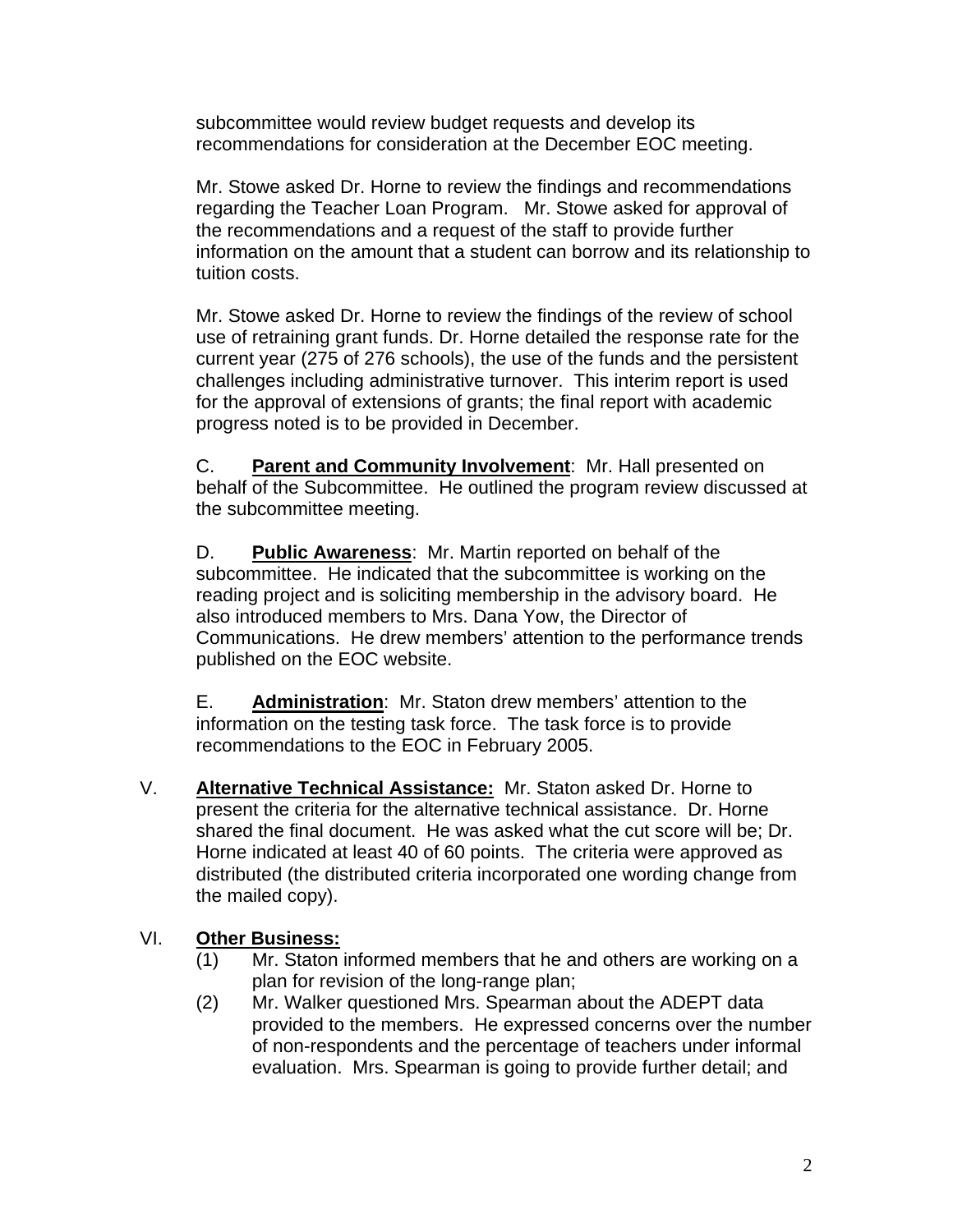subcommittee would review budget requests and develop its recommendations for consideration at the December EOC meeting.

Mr. Stowe asked Dr. Horne to review the findings and recommendations regarding the Teacher Loan Program. Mr. Stowe asked for approval of the recommendations and a request of the staff to provide further information on the amount that a student can borrow and its relationship to tuition costs.

Mr. Stowe asked Dr. Horne to review the findings of the review of school use of retraining grant funds. Dr. Horne detailed the response rate for the current year (275 of 276 schools), the use of the funds and the persistent challenges including administrative turnover. This interim report is used for the approval of extensions of grants; the final report with academic progress noted is to be provided in December.

C. **Parent and Community Involvement**: Mr. Hall presented on behalf of the Subcommittee. He outlined the program review discussed at the subcommittee meeting.

D. **Public Awareness**: Mr. Martin reported on behalf of the subcommittee. He indicated that the subcommittee is working on the reading project and is soliciting membership in the advisory board. He also introduced members to Mrs. Dana Yow, the Director of Communications. He drew members' attention to the performance trends published on the EOC website.

E. **Administration**: Mr. Staton drew members' attention to the information on the testing task force. The task force is to provide recommendations to the EOC in February 2005.

V. **Alternative Technical Assistance:** Mr. Staton asked Dr. Horne to present the criteria for the alternative technical assistance. Dr. Horne shared the final document. He was asked what the cut score will be; Dr. Horne indicated at least 40 of 60 points. The criteria were approved as distributed (the distributed criteria incorporated one wording change from the mailed copy).

VI. **Other Business:**

(1) Mr. Staton informed members that he and others are working on a plan for revision of the long-range plan;

(2) Mr. Walker questioned Mrs. Spearman about the ADEPT data provided to the members. He expressed concerns over the number of non-respondents and the percentage of teachers under informal evaluation. Mrs. Spearman is going to provide further detail; and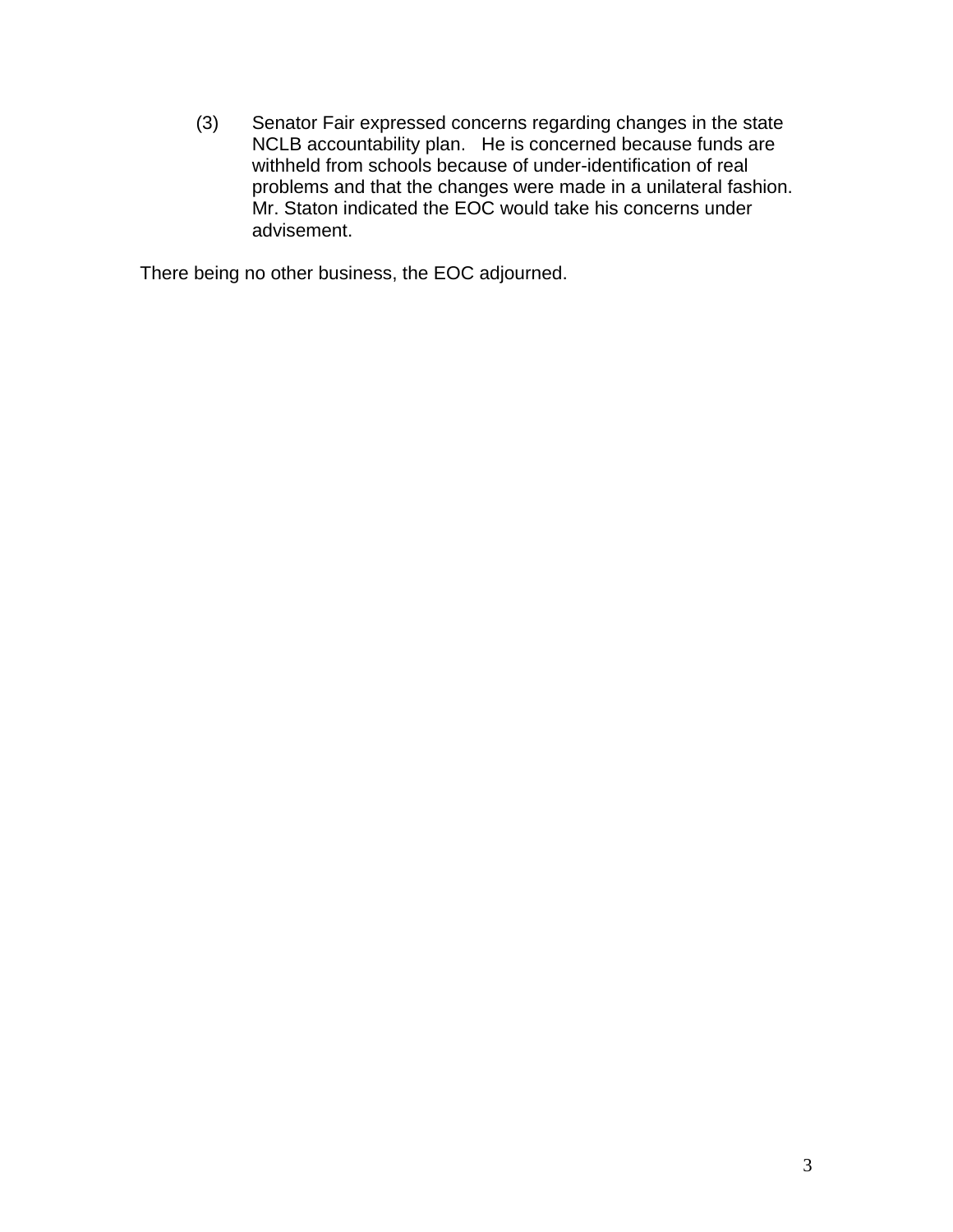(3) Senator Fair expressed concerns regarding changes in the state NCLB accountability plan. He is concerned because funds are withheld from schools because of under-identification of real problems and that the changes were made in a unilateral fashion. Mr. Staton indicated the EOC would take his concerns under advisement.

There being no other business, the EOC adjourned.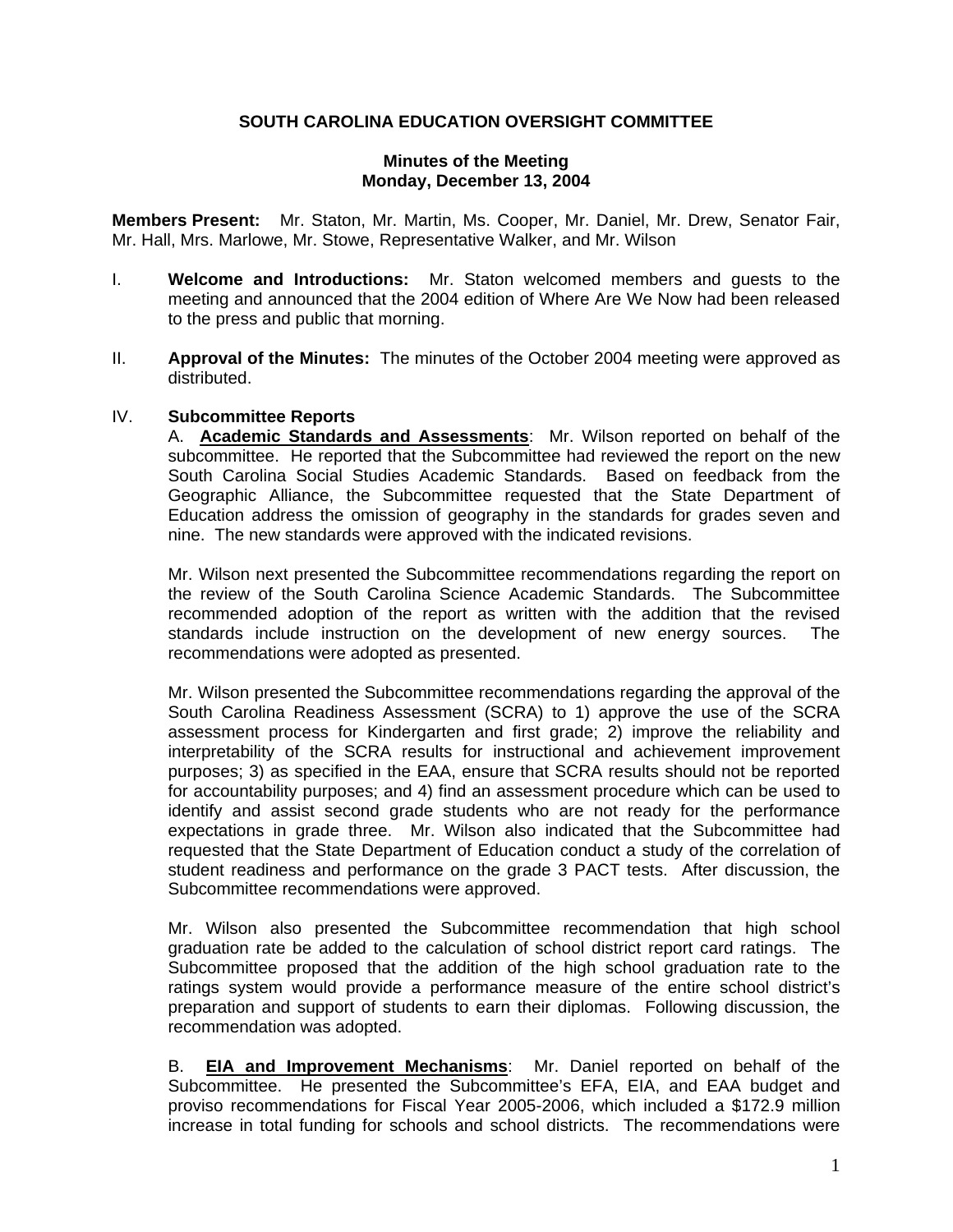**SOUTH CAROLINA EDUCATION OVERSIGHT COMMITTEE**

**Minutes of the Meeting**
**Monday, December 13, 2004**

**Members Present:** Mr. Staton, Mr. Martin, Ms. Cooper, Mr. Daniel, Mr. Drew, Senator Fair, Mr. Hall, Mrs. Marlowe, Mr. Stowe, Representative Walker, and Mr. Wilson

I. **Welcome and Introductions:** Mr. Staton welcomed members and guests to the meeting and announced that the 2004 edition of Where Are We Now had been released to the press and public that morning.

II. **Approval of the Minutes:** The minutes of the October 2004 meeting were approved as distributed.

IV. **Subcommittee Reports**

A. **Academic Standards and Assessments**: Mr. Wilson reported on behalf of the subcommittee. He reported that the Subcommittee had reviewed the report on the new South Carolina Social Studies Academic Standards. Based on feedback from the Geographic Alliance, the Subcommittee requested that the State Department of Education address the omission of geography in the standards for grades seven and nine. The new standards were approved with the indicated revisions.

Mr. Wilson next presented the Subcommittee recommendations regarding the report on the review of the South Carolina Science Academic Standards. The Subcommittee recommended adoption of the report as written with the addition that the revised standards include instruction on the development of new energy sources. The recommendations were adopted as presented.

Mr. Wilson presented the Subcommittee recommendations regarding the approval of the South Carolina Readiness Assessment (SCRA) to 1) approve the use of the SCRA assessment process for Kindergarten and first grade; 2) improve the reliability and interpretability of the SCRA results for instructional and achievement improvement purposes; 3) as specified in the EAA, ensure that SCRA results should not be reported for accountability purposes; and 4) find an assessment procedure which can be used to identify and assist second grade students who are not ready for the performance expectations in grade three. Mr. Wilson also indicated that the Subcommittee had requested that the State Department of Education conduct a study of the correlation of student readiness and performance on the grade 3 PACT tests. After discussion, the Subcommittee recommendations were approved.

Mr. Wilson also presented the Subcommittee recommendation that high school graduation rate be added to the calculation of school district report card ratings. The Subcommittee proposed that the addition of the high school graduation rate to the ratings system would provide a performance measure of the entire school district's preparation and support of students to earn their diplomas. Following discussion, the recommendation was adopted.

B. **EIA and Improvement Mechanisms**: Mr. Daniel reported on behalf of the Subcommittee. He presented the Subcommittee's EFA, EIA, and EAA budget and proviso recommendations for Fiscal Year 2005-2006, which included a $172.9 million increase in total funding for schools and school districts. The recommendations were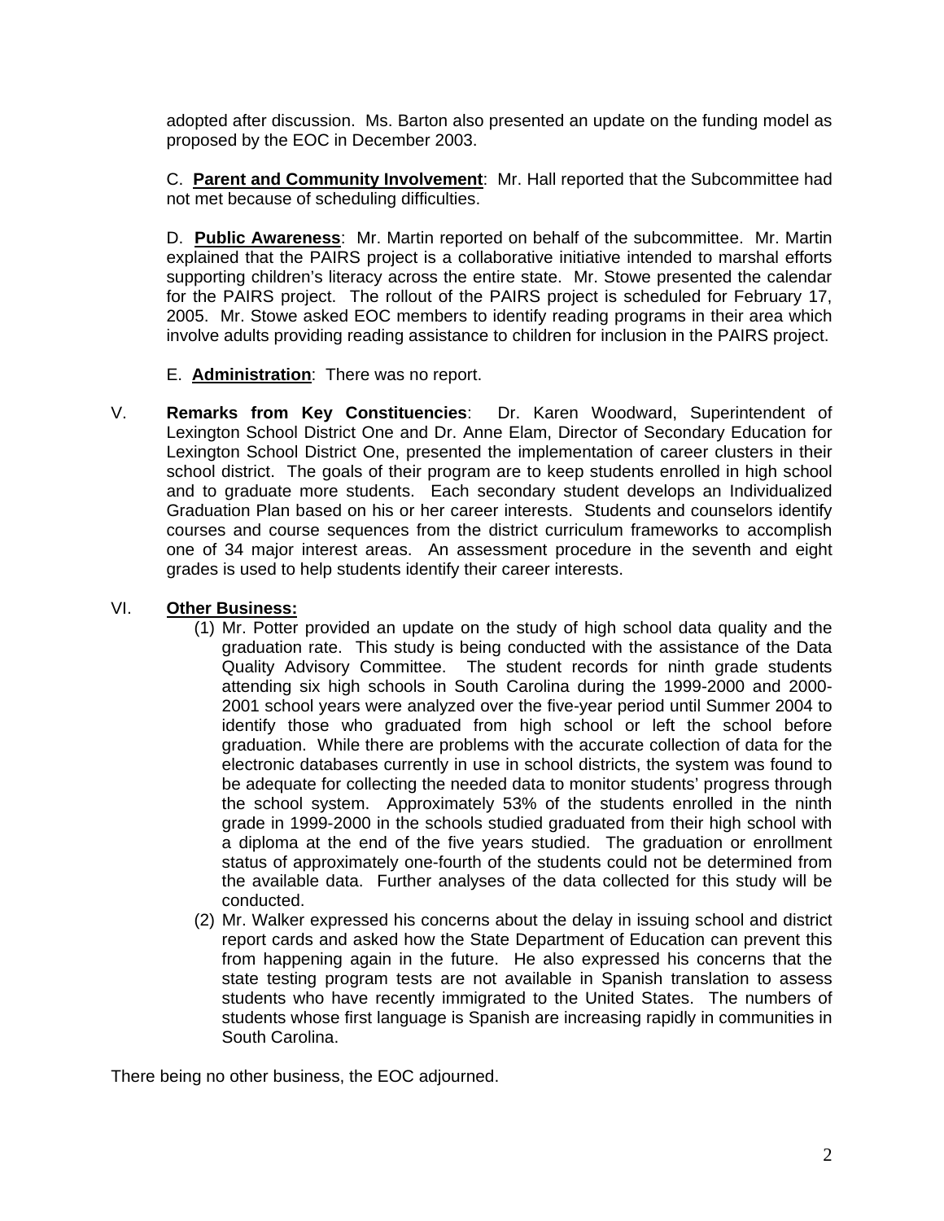adopted after discussion. Ms. Barton also presented an update on the funding model as proposed by the EOC in December 2003.

C. **Parent and Community Involvement**: Mr. Hall reported that the Subcommittee had not met because of scheduling difficulties.

D. **Public Awareness**: Mr. Martin reported on behalf of the subcommittee. Mr. Martin explained that the PAIRS project is a collaborative initiative intended to marshal efforts supporting children's literacy across the entire state. Mr. Stowe presented the calendar for the PAIRS project. The rollout of the PAIRS project is scheduled for February 17, 2005. Mr. Stowe asked EOC members to identify reading programs in their area which involve adults providing reading assistance to children for inclusion in the PAIRS project.

E. **Administration**: There was no report.

V. **Remarks from Key Constituencies**: Dr. Karen Woodward, Superintendent of Lexington School District One and Dr. Anne Elam, Director of Secondary Education for Lexington School District One, presented the implementation of career clusters in their school district. The goals of their program are to keep students enrolled in high school and to graduate more students. Each secondary student develops an Individualized Graduation Plan based on his or her career interests. Students and counselors identify courses and course sequences from the district curriculum frameworks to accomplish one of 34 major interest areas. An assessment procedure in the seventh and eight grades is used to help students identify their career interests.

VI. **Other Business:**

(1) Mr. Potter provided an update on the study of high school data quality and the graduation rate. This study is being conducted with the assistance of the Data Quality Advisory Committee. The student records for ninth grade students attending six high schools in South Carolina during the 1999-2000 and 2000-2001 school years were analyzed over the five-year period until Summer 2004 to identify those who graduated from high school or left the school before graduation. While there are problems with the accurate collection of data for the electronic databases currently in use in school districts, the system was found to be adequate for collecting the needed data to monitor students' progress through the school system. Approximately 53% of the students enrolled in the ninth grade in 1999-2000 in the schools studied graduated from their high school with a diploma at the end of the five years studied. The graduation or enrollment status of approximately one-fourth of the students could not be determined from the available data. Further analyses of the data collected for this study will be conducted.

(2) Mr. Walker expressed his concerns about the delay in issuing school and district report cards and asked how the State Department of Education can prevent this from happening again in the future. He also expressed his concerns that the state testing program tests are not available in Spanish translation to assess students who have recently immigrated to the United States. The numbers of students whose first language is Spanish are increasing rapidly in communities in South Carolina.

There being no other business, the EOC adjourned.